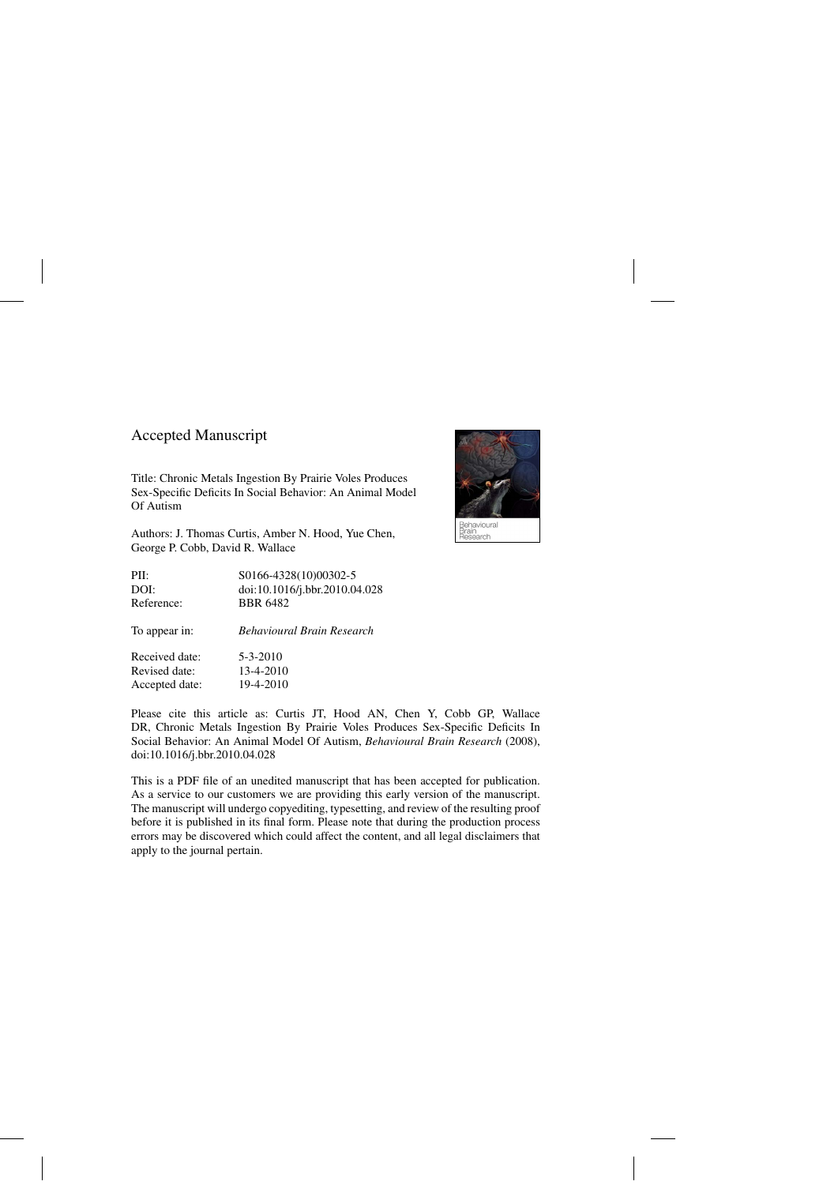# Accepted Manuscript

Title: Chronic Metals Ingestion By Prairie Voles Produces Sex-Specific Deficits In Social Behavior: An Animal Model Of Autism

Authors: J. Thomas Curtis, Amber N. Hood, Yue Chen, George P. Cobb, David R. Wallace

| | |
|---|---|
| PII: | S0166-4328(10)00302-5 |
| DOI: | doi:10.1016/j.bbr.2010.04.028 |
| Reference: | BBR 6482 |
| To appear in: | *Behavioural Brain Research* |
| Received date: | 5-3-2010 |
| Revised date: | 13-4-2010 |
| Accepted date: | 19-4-2010 |

Please cite this article as: Curtis JT, Hood AN, Chen Y, Cobb GP, Wallace DR, Chronic Metals Ingestion By Prairie Voles Produces Sex-Specific Deficits In Social Behavior: An Animal Model Of Autism, *Behavioural Brain Research* (2008), doi:10.1016/j.bbr.2010.04.028

This is a PDF file of an unedited manuscript that has been accepted for publication. As a service to our customers we are providing this early version of the manuscript. The manuscript will undergo copyediting, typesetting, and review of the resulting proof before it is published in its final form. Please note that during the production process errors may be discovered which could affect the content, and all legal disclaimers that apply to the journal pertain.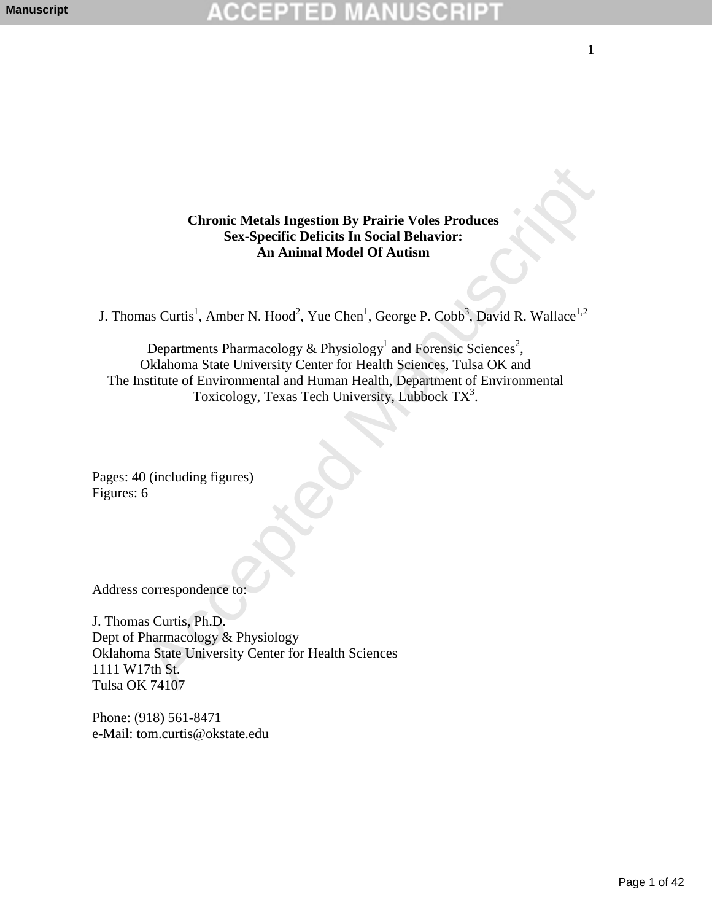# Chronic Metals Ingestion By Prairie Voles Produces Sex-Specific Deficits In Social Behavior: An Animal Model Of Autism

J. Thomas Curtis[1], Amber N. Hood[2], Yue Chen[1], George P. Cobb[3], David R. Wallace[1,2]

Departments Pharmacology & Physiology[1] and Forensic Sciences[2],
Oklahoma State University Center for Health Sciences, Tulsa OK and
The Institute of Environmental and Human Health, Department of Environmental Toxicology, Texas Tech University, Lubbock TX[3].

Pages: 40 (including figures)
Figures: 6

Address correspondence to:

J. Thomas Curtis, Ph.D.
Dept of Pharmacology & Physiology
Oklahoma State University Center for Health Sciences
1111 W17th St.
Tulsa OK 74107

Phone: (918) 561-8471
e-Mail: tom.curtis@okstate.edu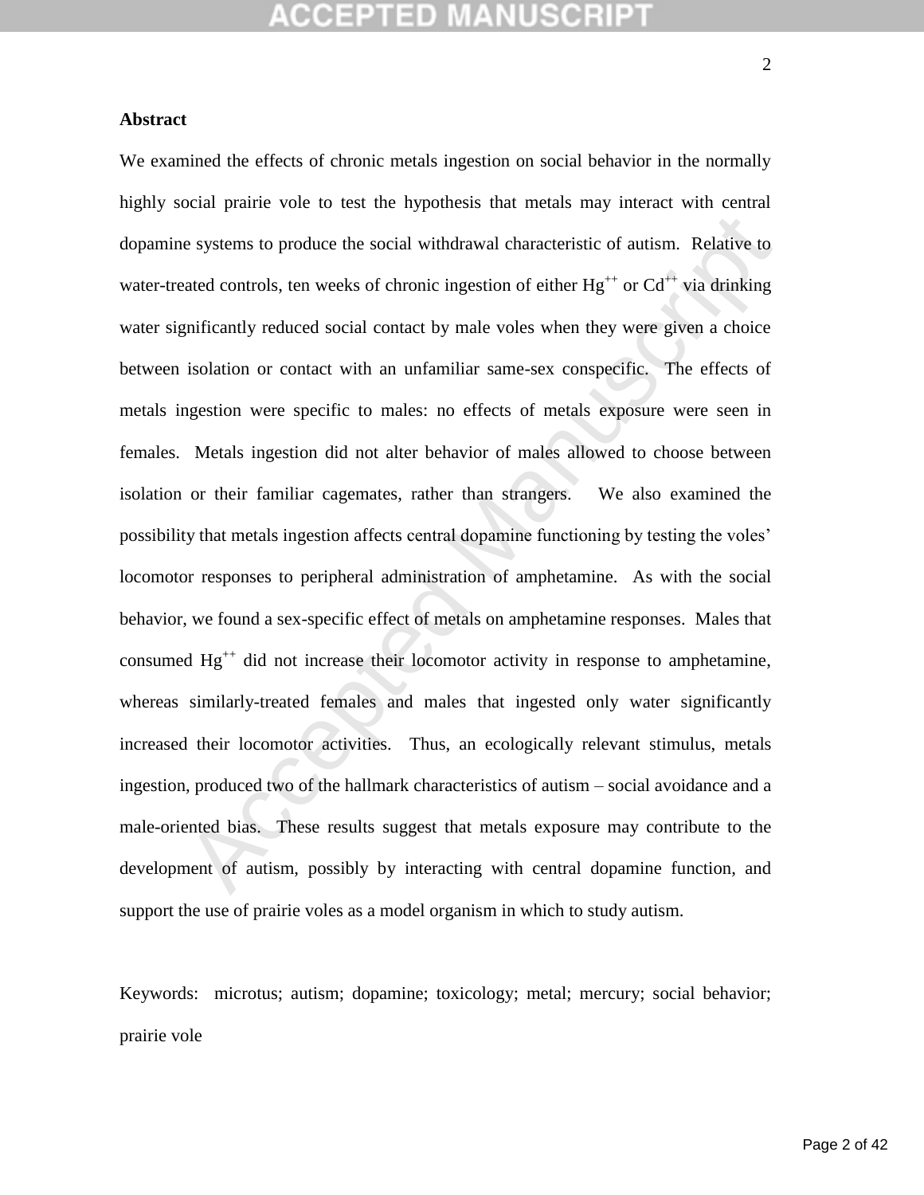## Abstract

We examined the effects of chronic metals ingestion on social behavior in the normally highly social prairie vole to test the hypothesis that metals may interact with central dopamine systems to produce the social withdrawal characteristic of autism. Relative to water-treated controls, ten weeks of chronic ingestion of either $Hg^{++}$ or $Cd^{++}$ via drinking water significantly reduced social contact by male voles when they were given a choice between isolation or contact with an unfamiliar same-sex conspecific. The effects of metals ingestion were specific to males: no effects of metals exposure were seen in females. Metals ingestion did not alter behavior of males allowed to choose between isolation or their familiar cagemates, rather than strangers. We also examined the possibility that metals ingestion affects central dopamine functioning by testing the voles' locomotor responses to peripheral administration of amphetamine. As with the social behavior, we found a sex-specific effect of metals on amphetamine responses. Males that consumed $Hg^{++}$ did not increase their locomotor activity in response to amphetamine, whereas similarly-treated females and males that ingested only water significantly increased their locomotor activities. Thus, an ecologically relevant stimulus, metals ingestion, produced two of the hallmark characteristics of autism – social avoidance and a male-oriented bias. These results suggest that metals exposure may contribute to the development of autism, possibly by interacting with central dopamine function, and support the use of prairie voles as a model organism in which to study autism.

Keywords: microtus; autism; dopamine; toxicology; metal; mercury; social behavior; prairie vole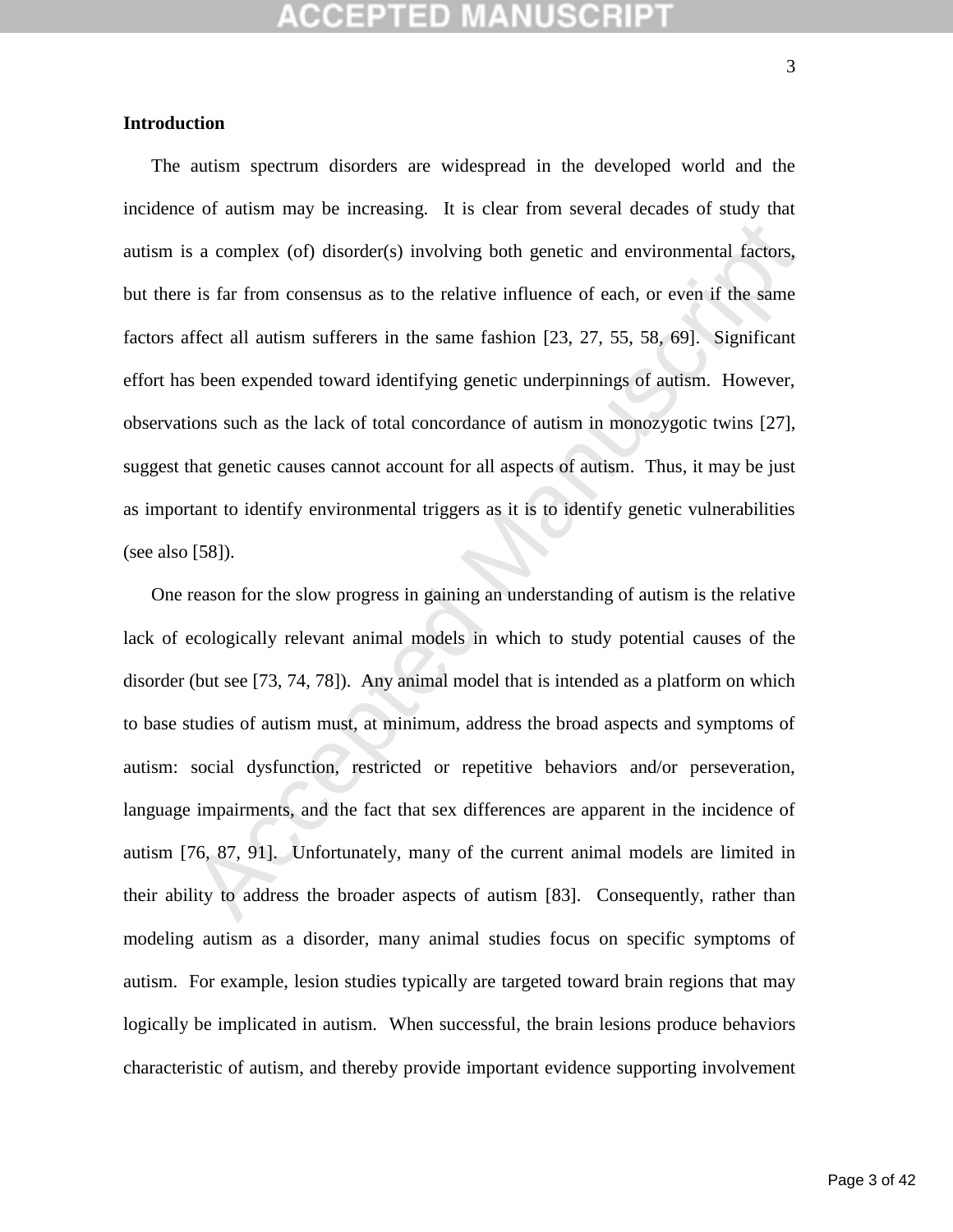## Introduction

The autism spectrum disorders are widespread in the developed world and the incidence of autism may be increasing. It is clear from several decades of study that autism is a complex (of) disorder(s) involving both genetic and environmental factors, but there is far from consensus as to the relative influence of each, or even if the same factors affect all autism sufferers in the same fashion [23, 27, 55, 58, 69]. Significant effort has been expended toward identifying genetic underpinnings of autism. However, observations such as the lack of total concordance of autism in monozygotic twins [27], suggest that genetic causes cannot account for all aspects of autism. Thus, it may be just as important to identify environmental triggers as it is to identify genetic vulnerabilities (see also [58]).

One reason for the slow progress in gaining an understanding of autism is the relative lack of ecologically relevant animal models in which to study potential causes of the disorder (but see [73, 74, 78]). Any animal model that is intended as a platform on which to base studies of autism must, at minimum, address the broad aspects and symptoms of autism: social dysfunction, restricted or repetitive behaviors and/or perseveration, language impairments, and the fact that sex differences are apparent in the incidence of autism [76, 87, 91]. Unfortunately, many of the current animal models are limited in their ability to address the broader aspects of autism [83]. Consequently, rather than modeling autism as a disorder, many animal studies focus on specific symptoms of autism. For example, lesion studies typically are targeted toward brain regions that may logically be implicated in autism. When successful, the brain lesions produce behaviors characteristic of autism, and thereby provide important evidence supporting involvement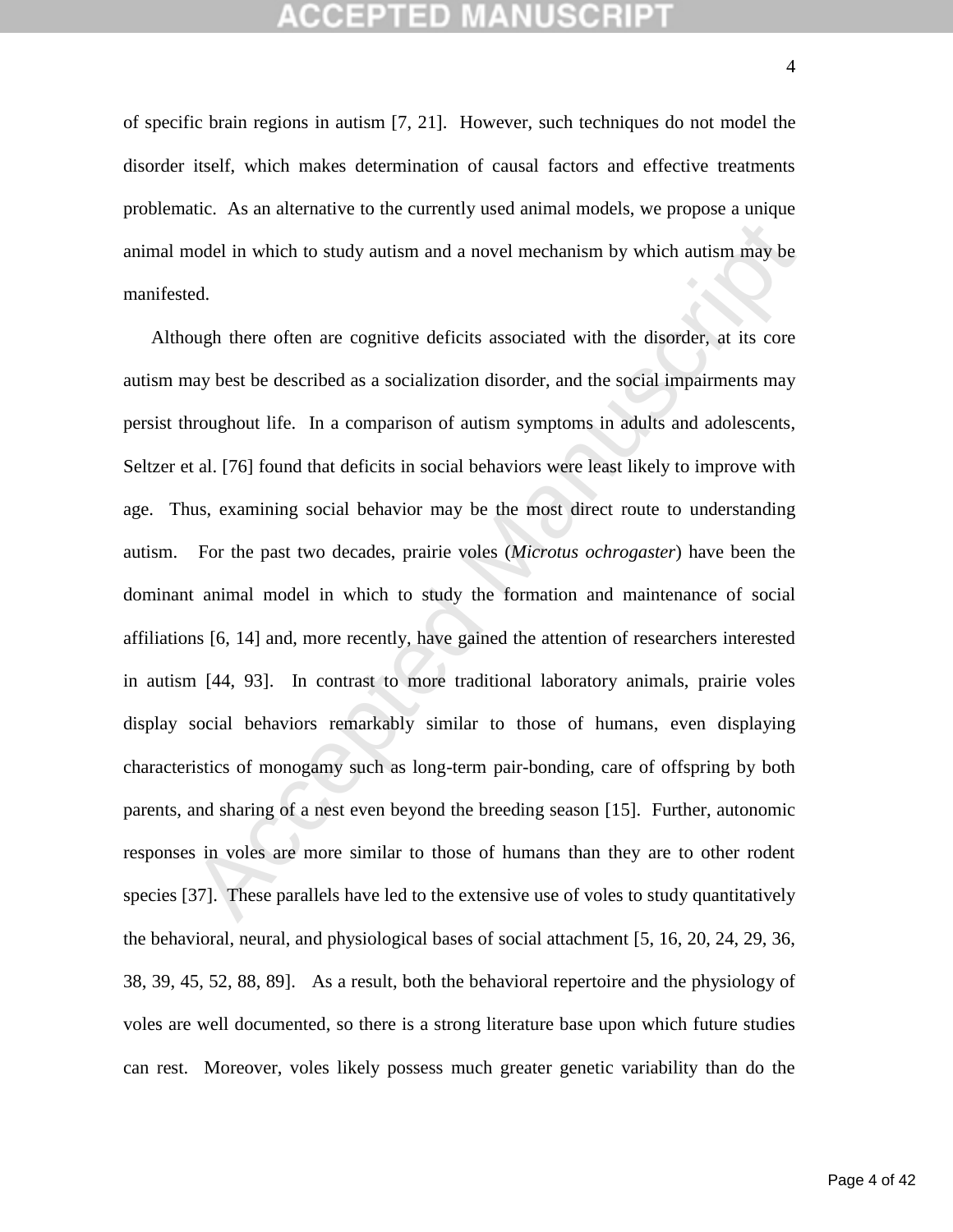of specific brain regions in autism [7, 21]. However, such techniques do not model the disorder itself, which makes determination of causal factors and effective treatments problematic. As an alternative to the currently used animal models, we propose a unique animal model in which to study autism and a novel mechanism by which autism may be manifested.

Although there often are cognitive deficits associated with the disorder, at its core autism may best be described as a socialization disorder, and the social impairments may persist throughout life. In a comparison of autism symptoms in adults and adolescents, Seltzer et al. [76] found that deficits in social behaviors were least likely to improve with age. Thus, examining social behavior may be the most direct route to understanding autism. For the past two decades, prairie voles (*Microtus ochrogaster*) have been the dominant animal model in which to study the formation and maintenance of social affiliations [6, 14] and, more recently, have gained the attention of researchers interested in autism [44, 93]. In contrast to more traditional laboratory animals, prairie voles display social behaviors remarkably similar to those of humans, even displaying characteristics of monogamy such as long-term pair-bonding, care of offspring by both parents, and sharing of a nest even beyond the breeding season [15]. Further, autonomic responses in voles are more similar to those of humans than they are to other rodent species [37]. These parallels have led to the extensive use of voles to study quantitatively the behavioral, neural, and physiological bases of social attachment [5, 16, 20, 24, 29, 36, 38, 39, 45, 52, 88, 89]. As a result, both the behavioral repertoire and the physiology of voles are well documented, so there is a strong literature base upon which future studies can rest. Moreover, voles likely possess much greater genetic variability than do the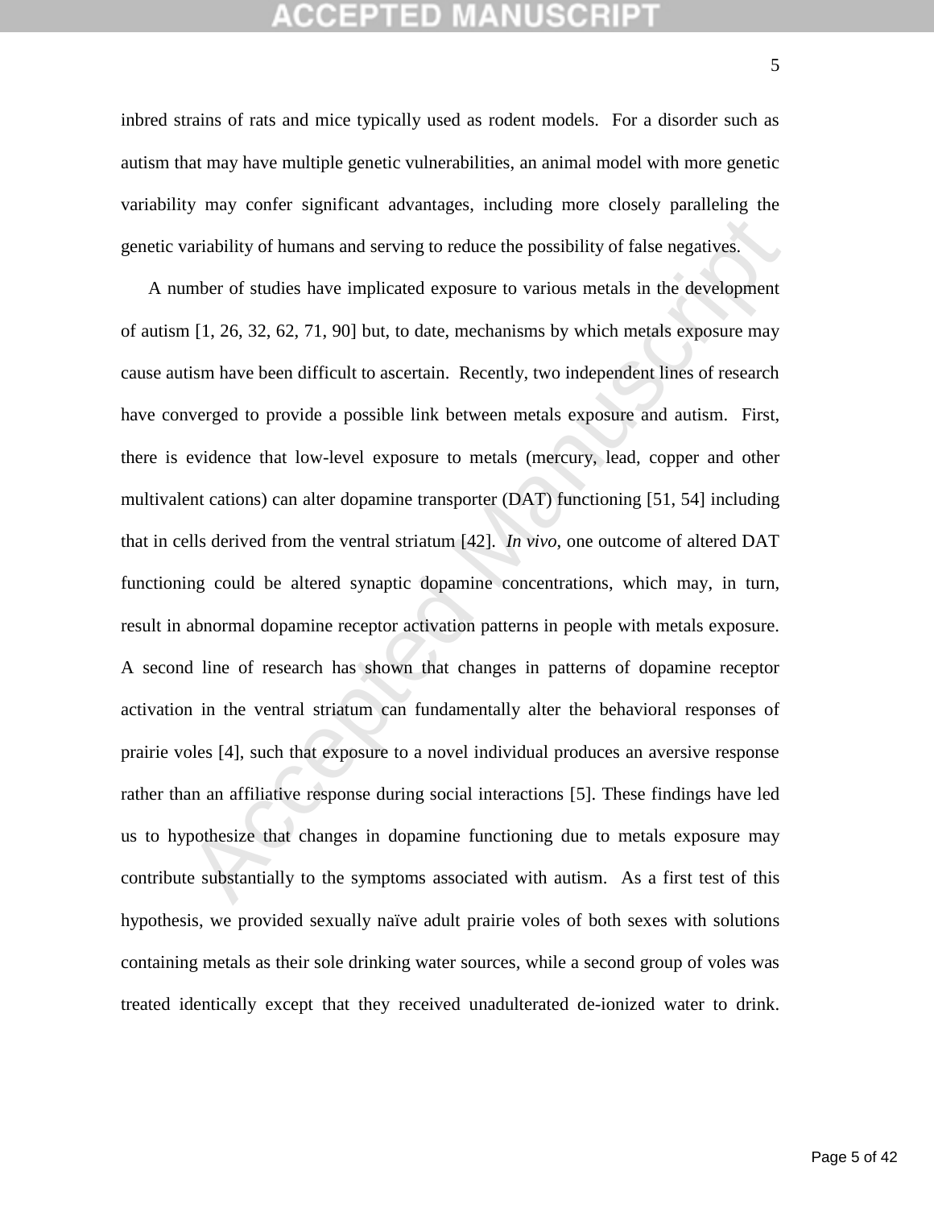inbred strains of rats and mice typically used as rodent models. For a disorder such as autism that may have multiple genetic vulnerabilities, an animal model with more genetic variability may confer significant advantages, including more closely paralleling the genetic variability of humans and serving to reduce the possibility of false negatives.

A number of studies have implicated exposure to various metals in the development of autism [1, 26, 32, 62, 71, 90] but, to date, mechanisms by which metals exposure may cause autism have been difficult to ascertain. Recently, two independent lines of research have converged to provide a possible link between metals exposure and autism. First, there is evidence that low-level exposure to metals (mercury, lead, copper and other multivalent cations) can alter dopamine transporter (DAT) functioning [51, 54] including that in cells derived from the ventral striatum [42]. *In vivo*, one outcome of altered DAT functioning could be altered synaptic dopamine concentrations, which may, in turn, result in abnormal dopamine receptor activation patterns in people with metals exposure. A second line of research has shown that changes in patterns of dopamine receptor activation in the ventral striatum can fundamentally alter the behavioral responses of prairie voles [4], such that exposure to a novel individual produces an aversive response rather than an affiliative response during social interactions [5]. These findings have led us to hypothesize that changes in dopamine functioning due to metals exposure may contribute substantially to the symptoms associated with autism. As a first test of this hypothesis, we provided sexually naïve adult prairie voles of both sexes with solutions containing metals as their sole drinking water sources, while a second group of voles was treated identically except that they received unadulterated de-ionized water to drink.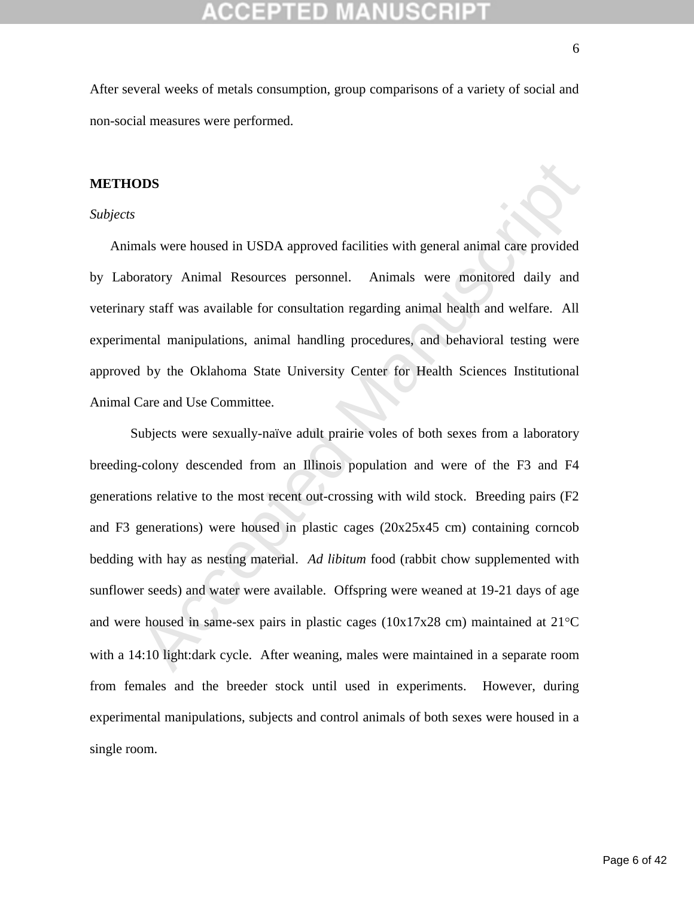After several weeks of metals consumption, group comparisons of a variety of social and non-social measures were performed.

## METHODS

### *Subjects*

Animals were housed in USDA approved facilities with general animal care provided by Laboratory Animal Resources personnel. Animals were monitored daily and veterinary staff was available for consultation regarding animal health and welfare. All experimental manipulations, animal handling procedures, and behavioral testing were approved by the Oklahoma State University Center for Health Sciences Institutional Animal Care and Use Committee.

Subjects were sexually-naïve adult prairie voles of both sexes from a laboratory breeding-colony descended from an Illinois population and were of the F3 and F4 generations relative to the most recent out-crossing with wild stock. Breeding pairs (F2 and F3 generations) were housed in plastic cages (20x25x45 cm) containing corncob bedding with hay as nesting material. *Ad libitum* food (rabbit chow supplemented with sunflower seeds) and water were available. Offspring were weaned at 19-21 days of age and were housed in same-sex pairs in plastic cages (10x17x28 cm) maintained at 21°C with a 14:10 light:dark cycle. After weaning, males were maintained in a separate room from females and the breeder stock until used in experiments. However, during experimental manipulations, subjects and control animals of both sexes were housed in a single room.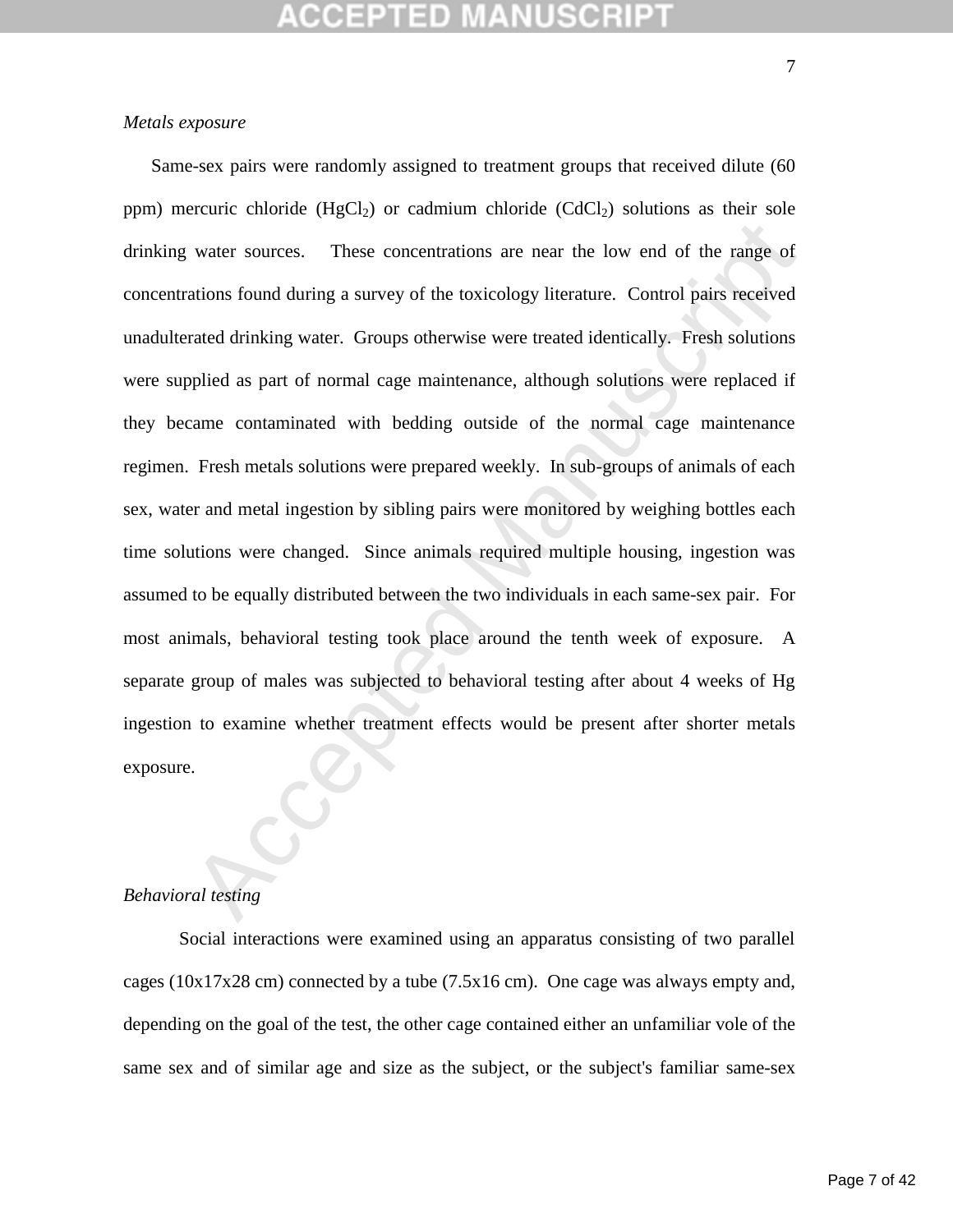*Metals exposure*

Same-sex pairs were randomly assigned to treatment groups that received dilute (60 ppm) mercuric chloride ($HgCl_2$) or cadmium chloride ($CdCl_2$) solutions as their sole drinking water sources. These concentrations are near the low end of the range of concentrations found during a survey of the toxicology literature. Control pairs received unadulterated drinking water. Groups otherwise were treated identically. Fresh solutions were supplied as part of normal cage maintenance, although solutions were replaced if they became contaminated with bedding outside of the normal cage maintenance regimen. Fresh metals solutions were prepared weekly. In sub-groups of animals of each sex, water and metal ingestion by sibling pairs were monitored by weighing bottles each time solutions were changed. Since animals required multiple housing, ingestion was assumed to be equally distributed between the two individuals in each same-sex pair. For most animals, behavioral testing took place around the tenth week of exposure. A separate group of males was subjected to behavioral testing after about 4 weeks of Hg ingestion to examine whether treatment effects would be present after shorter metals exposure.

*Behavioral testing*

Social interactions were examined using an apparatus consisting of two parallel cages (10x17x28 cm) connected by a tube (7.5x16 cm). One cage was always empty and, depending on the goal of the test, the other cage contained either an unfamiliar vole of the same sex and of similar age and size as the subject, or the subject's familiar same-sex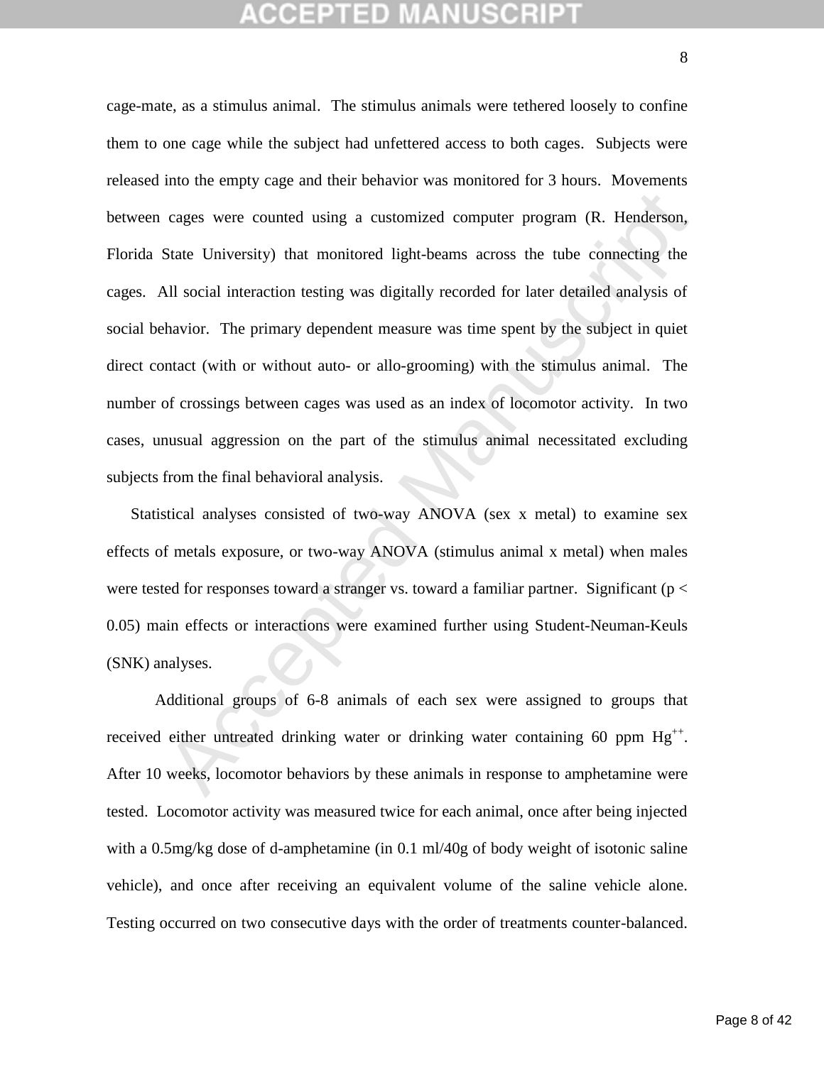cage-mate, as a stimulus animal. The stimulus animals were tethered loosely to confine them to one cage while the subject had unfettered access to both cages. Subjects were released into the empty cage and their behavior was monitored for 3 hours. Movements between cages were counted using a customized computer program (R. Henderson, Florida State University) that monitored light-beams across the tube connecting the cages. All social interaction testing was digitally recorded for later detailed analysis of social behavior. The primary dependent measure was time spent by the subject in quiet direct contact (with or without auto- or allo-grooming) with the stimulus animal. The number of crossings between cages was used as an index of locomotor activity. In two cases, unusual aggression on the part of the stimulus animal necessitated excluding subjects from the final behavioral analysis.

Statistical analyses consisted of two-way ANOVA (sex x metal) to examine sex effects of metals exposure, or two-way ANOVA (stimulus animal x metal) when males were tested for responses toward a stranger vs. toward a familiar partner. Significant ($p < 0.05$) main effects or interactions were examined further using Student-Neuman-Keuls (SNK) analyses.

Additional groups of 6-8 animals of each sex were assigned to groups that received either untreated drinking water or drinking water containing 60 ppm $Hg^{++}$. After 10 weeks, locomotor behaviors by these animals in response to amphetamine were tested. Locomotor activity was measured twice for each animal, once after being injected with a 0.5mg/kg dose of d-amphetamine (in 0.1 ml/40g of body weight of isotonic saline vehicle), and once after receiving an equivalent volume of the saline vehicle alone. Testing occurred on two consecutive days with the order of treatments counter-balanced.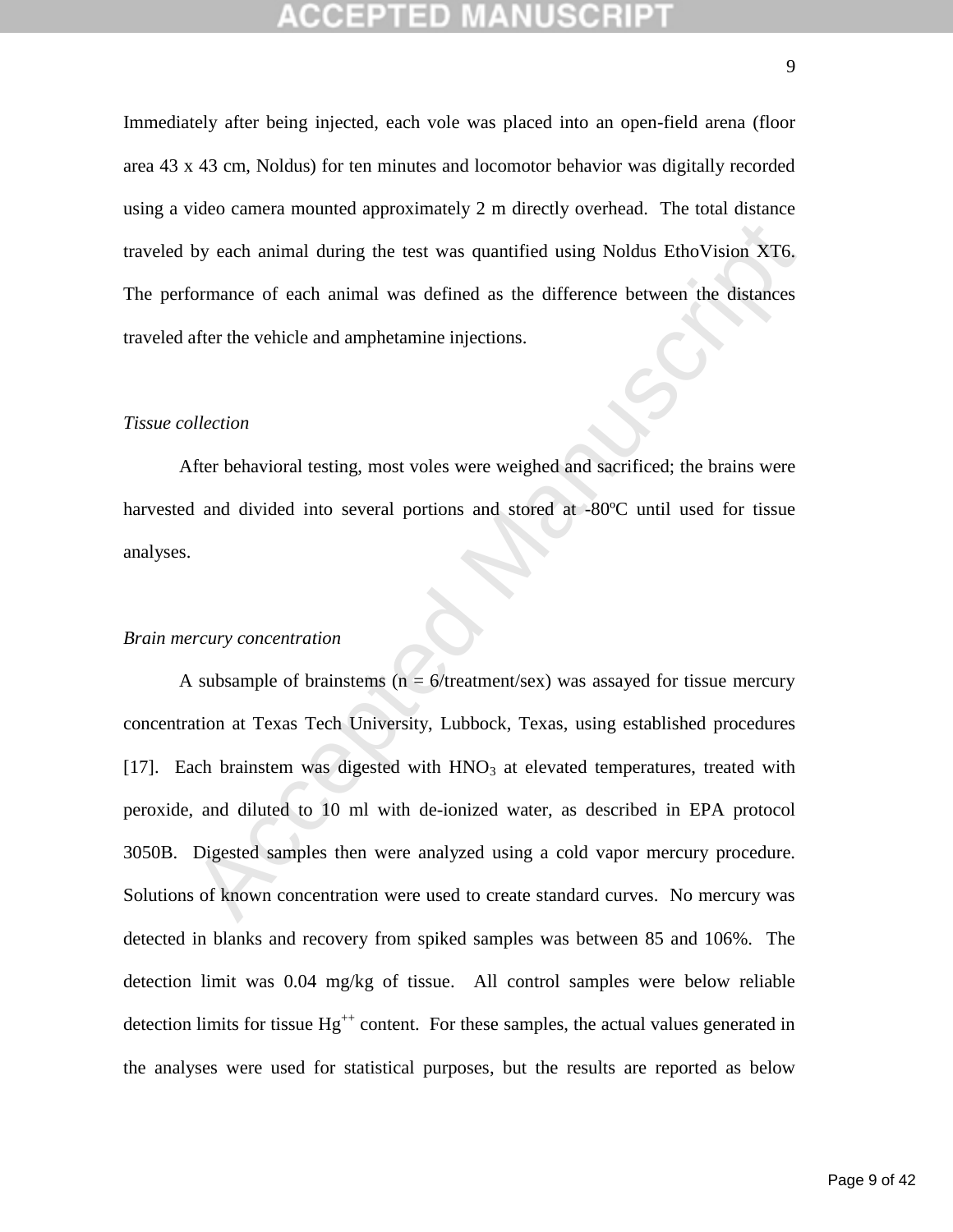Immediately after being injected, each vole was placed into an open-field arena (floor area 43 x 43 cm, Noldus) for ten minutes and locomotor behavior was digitally recorded using a video camera mounted approximately 2 m directly overhead. The total distance traveled by each animal during the test was quantified using Noldus EthoVision XT6. The performance of each animal was defined as the difference between the distances traveled after the vehicle and amphetamine injections.

*Tissue collection*

After behavioral testing, most voles were weighed and sacrificed; the brains were harvested and divided into several portions and stored at -80ºC until used for tissue analyses.

*Brain mercury concentration*

A subsample of brainstems (n = 6/treatment/sex) was assayed for tissue mercury concentration at Texas Tech University, Lubbock, Texas, using established procedures [17]. Each brainstem was digested with $HNO_3$ at elevated temperatures, treated with peroxide, and diluted to 10 ml with de-ionized water, as described in EPA protocol 3050B. Digested samples then were analyzed using a cold vapor mercury procedure. Solutions of known concentration were used to create standard curves. No mercury was detected in blanks and recovery from spiked samples was between 85 and 106%. The detection limit was 0.04 mg/kg of tissue. All control samples were below reliable detection limits for tissue $Hg^{++}$ content. For these samples, the actual values generated in the analyses were used for statistical purposes, but the results are reported as below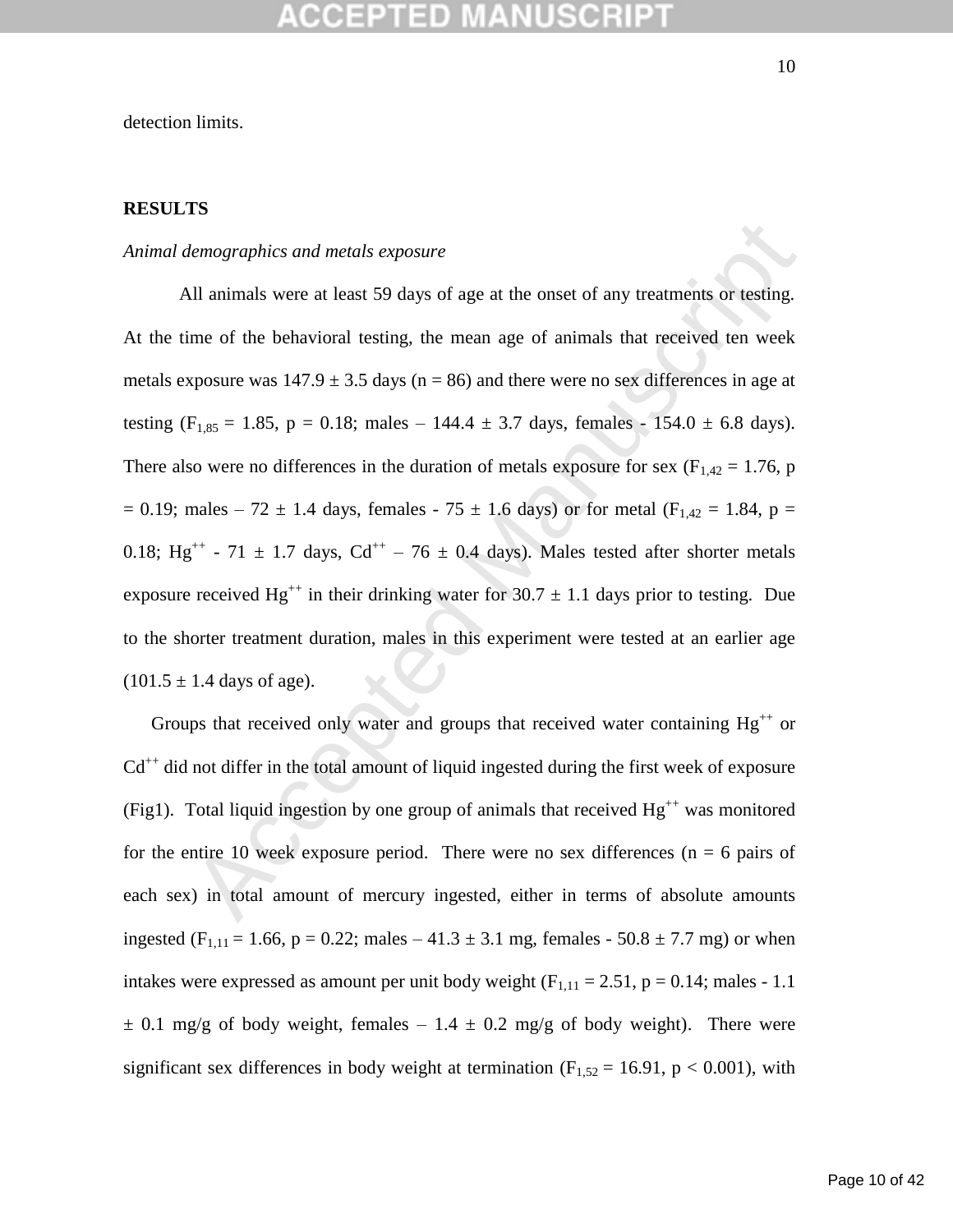detection limits.

## RESULTS

*Animal demographics and metals exposure*

All animals were at least 59 days of age at the onset of any treatments or testing. At the time of the behavioral testing, the mean age of animals that received ten week metals exposure was 147.9 ± 3.5 days (n = 86) and there were no sex differences in age at testing ($F_{1,85}$ = 1.85, p = 0.18; males – 144.4 ± 3.7 days, females - 154.0 ± 6.8 days). There also were no differences in the duration of metals exposure for sex ($F_{1,42}$ = 1.76, p = 0.19; males – 72 ± 1.4 days, females - 75 ± 1.6 days) or for metal ($F_{1,42}$ = 1.84, p = 0.18; $Hg^{++}$ - 71 ± 1.7 days, $Cd^{++}$ – 76 ± 0.4 days). Males tested after shorter metals exposure received $Hg^{++}$ in their drinking water for 30.7 ± 1.1 days prior to testing. Due to the shorter treatment duration, males in this experiment were tested at an earlier age (101.5 ± 1.4 days of age).

Groups that received only water and groups that received water containing $Hg^{++}$ or $Cd^{++}$ did not differ in the total amount of liquid ingested during the first week of exposure (Fig1). Total liquid ingestion by one group of animals that received $Hg^{++}$ was monitored for the entire 10 week exposure period. There were no sex differences (n = 6 pairs of each sex) in total amount of mercury ingested, either in terms of absolute amounts ingested ($F_{1,11}$ = 1.66, p = 0.22; males – 41.3 ± 3.1 mg, females - 50.8 ± 7.7 mg) or when intakes were expressed as amount per unit body weight ($F_{1,11}$ = 2.51, p = 0.14; males - 1.1 ± 0.1 mg/g of body weight, females – 1.4 ± 0.2 mg/g of body weight). There were significant sex differences in body weight at termination ($F_{1,52}$ = 16.91, p < 0.001), with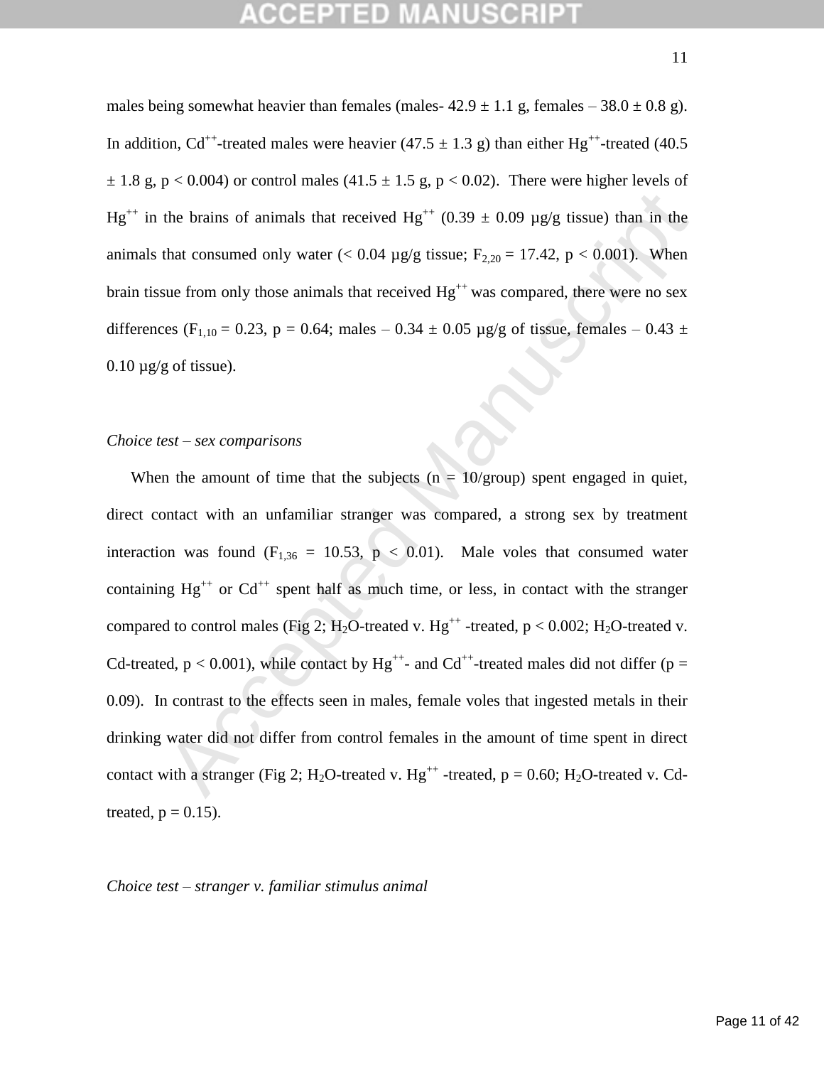males being somewhat heavier than females (males- 42.9 ± 1.1 g, females – 38.0 ± 0.8 g). In addition, $Cd^{++}$-treated males were heavier (47.5 ± 1.3 g) than either $Hg^{++}$-treated (40.5 ± 1.8 g, $p < 0.004$) or control males (41.5 ± 1.5 g, $p < 0.02$). There were higher levels of $Hg^{++}$ in the brains of animals that received $Hg^{++}$ (0.39 ± 0.09 µg/g tissue) than in the animals that consumed only water (< 0.04 µg/g tissue; $F_{2,20} = 17.42$, $p < 0.001$). When brain tissue from only those animals that received $Hg^{++}$ was compared, there were no sex differences ($F_{1,10} = 0.23$, $p = 0.64$; males – 0.34 ± 0.05 µg/g of tissue, females – 0.43 ± 0.10 µg/g of tissue).

*Choice test – sex comparisons*

When the amount of time that the subjects (n = 10/group) spent engaged in quiet, direct contact with an unfamiliar stranger was compared, a strong sex by treatment interaction was found ($F_{1,36} = 10.53$, $p < 0.01$). Male voles that consumed water containing $Hg^{++}$ or $Cd^{++}$ spent half as much time, or less, in contact with the stranger compared to control males (Fig 2; $H_2O$-treated v. $Hg^{++}$ -treated, $p < 0.002$; $H_2O$-treated v. Cd-treated, $p < 0.001$), while contact by $Hg^{++}$- and $Cd^{++}$-treated males did not differ ($p = 0.09$). In contrast to the effects seen in males, female voles that ingested metals in their drinking water did not differ from control females in the amount of time spent in direct contact with a stranger (Fig 2; $H_2O$-treated v. $Hg^{++}$ -treated, $p = 0.60$; $H_2O$-treated v. Cd-treated, $p = 0.15$).

*Choice test – stranger v. familiar stimulus animal*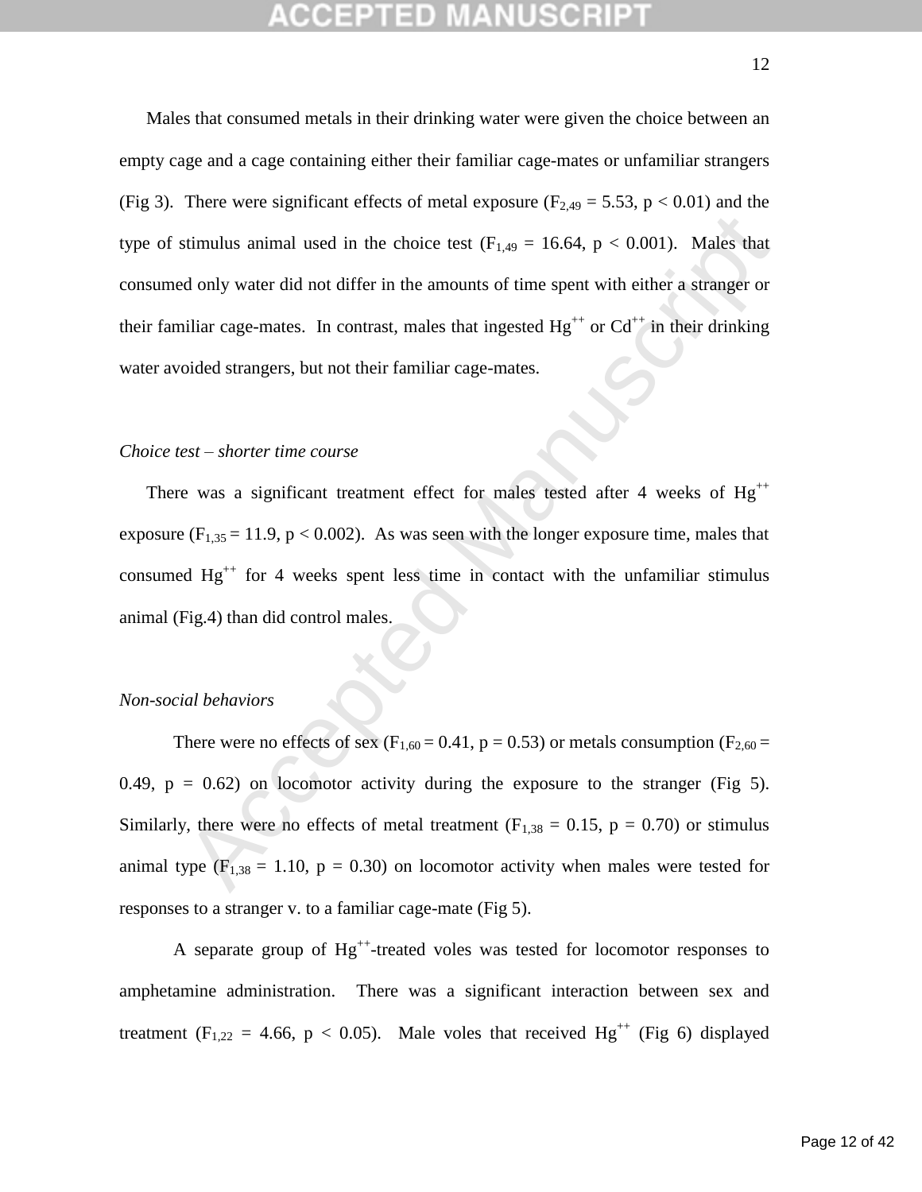Males that consumed metals in their drinking water were given the choice between an empty cage and a cage containing either their familiar cage-mates or unfamiliar strangers (Fig 3). There were significant effects of metal exposure ($F_{2,49} = 5.53$, $p < 0.01$) and the type of stimulus animal used in the choice test ($F_{1,49} = 16.64$, $p < 0.001$). Males that consumed only water did not differ in the amounts of time spent with either a stranger or their familiar cage-mates. In contrast, males that ingested $Hg^{++}$ or $Cd^{++}$ in their drinking water avoided strangers, but not their familiar cage-mates.

*Choice test – shorter time course*

There was a significant treatment effect for males tested after 4 weeks of $Hg^{++}$ exposure ($F_{1,35} = 11.9$, $p < 0.002$). As was seen with the longer exposure time, males that consumed $Hg^{++}$ for 4 weeks spent less time in contact with the unfamiliar stimulus animal (Fig.4) than did control males.

*Non-social behaviors*

There were no effects of sex ($F_{1,60} = 0.41$, $p = 0.53$) or metals consumption ($F_{2,60} = 0.49$, $p = 0.62$) on locomotor activity during the exposure to the stranger (Fig 5). Similarly, there were no effects of metal treatment ($F_{1,38} = 0.15$, $p = 0.70$) or stimulus animal type ($F_{1,38} = 1.10$, $p = 0.30$) on locomotor activity when males were tested for responses to a stranger v. to a familiar cage-mate (Fig 5).

A separate group of $Hg^{++}$-treated voles was tested for locomotor responses to amphetamine administration. There was a significant interaction between sex and treatment ($F_{1,22} = 4.66$, $p < 0.05$). Male voles that received $Hg^{++}$ (Fig 6) displayed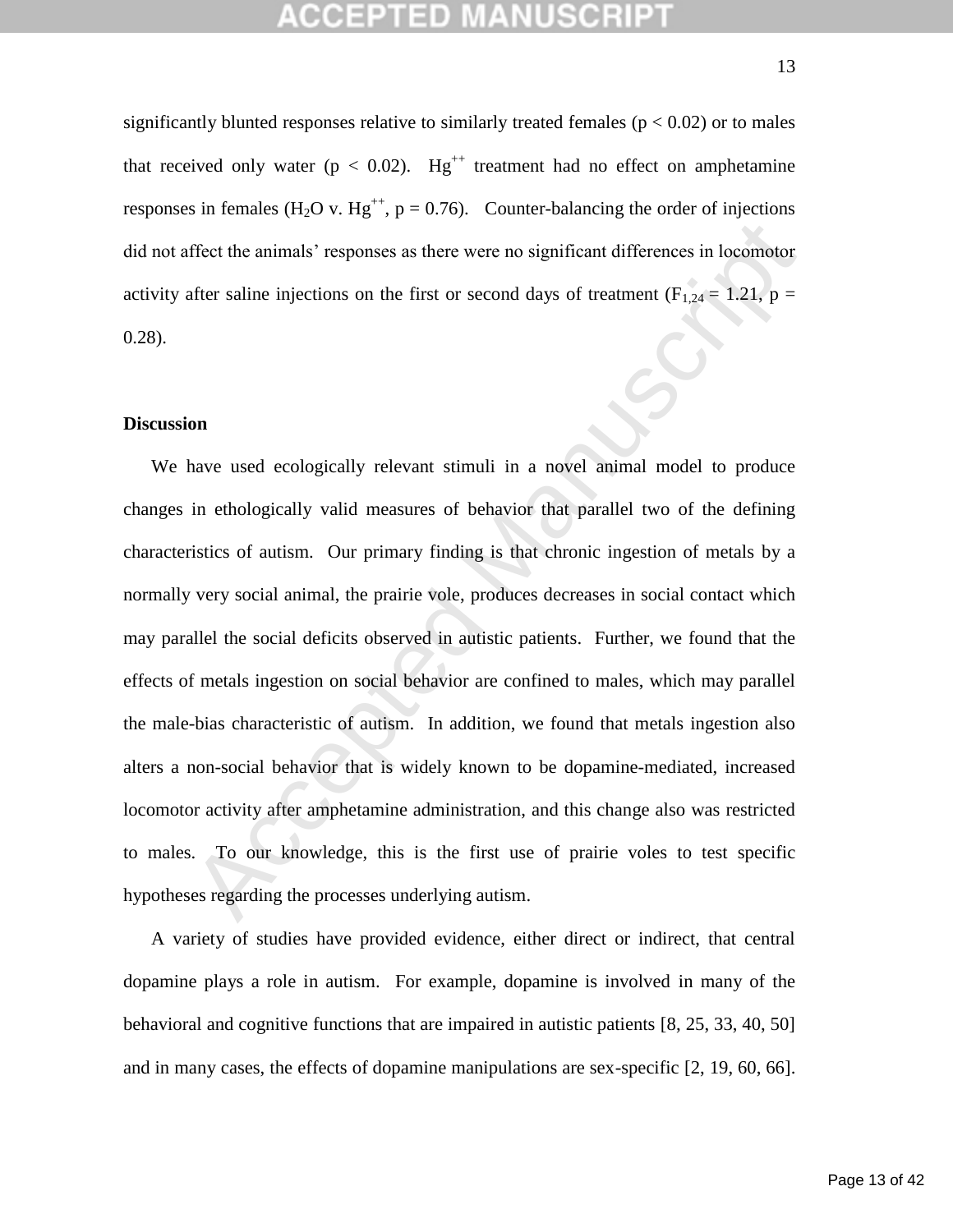significantly blunted responses relative to similarly treated females ($p < 0.02$) or to males that received only water ($p < 0.02$). $Hg^{++}$ treatment had no effect on amphetamine responses in females ($H_2O$ v. $Hg^{++}$, $p = 0.76$). Counter-balancing the order of injections did not affect the animals' responses as there were no significant differences in locomotor activity after saline injections on the first or second days of treatment ($F_{1,24} = 1.21$, $p = 0.28$).

**Discussion**

We have used ecologically relevant stimuli in a novel animal model to produce changes in ethologically valid measures of behavior that parallel two of the defining characteristics of autism. Our primary finding is that chronic ingestion of metals by a normally very social animal, the prairie vole, produces decreases in social contact which may parallel the social deficits observed in autistic patients. Further, we found that the effects of metals ingestion on social behavior are confined to males, which may parallel the male-bias characteristic of autism. In addition, we found that metals ingestion also alters a non-social behavior that is widely known to be dopamine-mediated, increased locomotor activity after amphetamine administration, and this change also was restricted to males. To our knowledge, this is the first use of prairie voles to test specific hypotheses regarding the processes underlying autism.

A variety of studies have provided evidence, either direct or indirect, that central dopamine plays a role in autism. For example, dopamine is involved in many of the behavioral and cognitive functions that are impaired in autistic patients [8, 25, 33, 40, 50] and in many cases, the effects of dopamine manipulations are sex-specific [2, 19, 60, 66].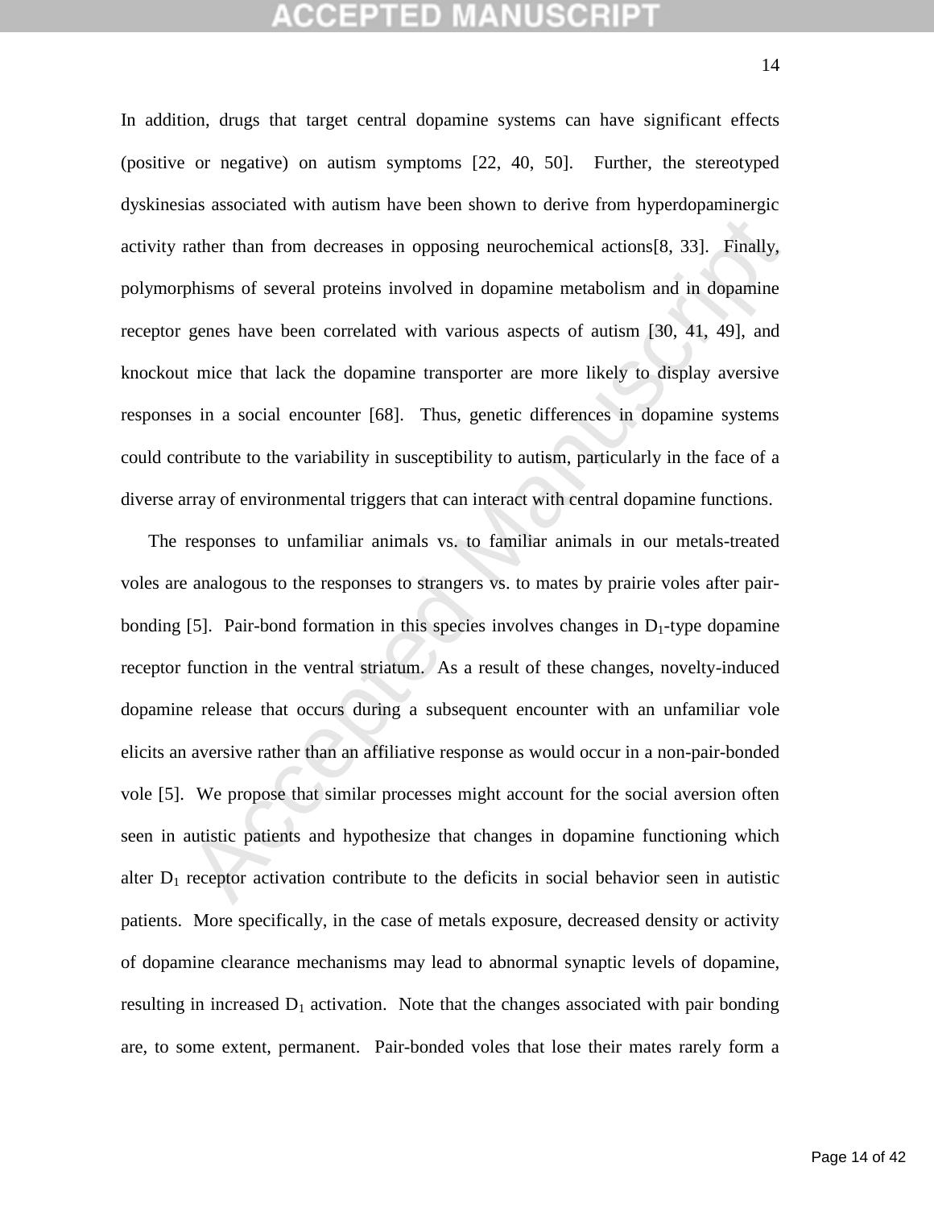In addition, drugs that target central dopamine systems can have significant effects (positive or negative) on autism symptoms [22, 40, 50]. Further, the stereotyped dyskinesias associated with autism have been shown to derive from hyperdopaminergic activity rather than from decreases in opposing neurochemical actions[8, 33]. Finally, polymorphisms of several proteins involved in dopamine metabolism and in dopamine receptor genes have been correlated with various aspects of autism [30, 41, 49], and knockout mice that lack the dopamine transporter are more likely to display aversive responses in a social encounter [68]. Thus, genetic differences in dopamine systems could contribute to the variability in susceptibility to autism, particularly in the face of a diverse array of environmental triggers that can interact with central dopamine functions.

The responses to unfamiliar animals vs. to familiar animals in our metals-treated voles are analogous to the responses to strangers vs. to mates by prairie voles after pair-bonding [5]. Pair-bond formation in this species involves changes in $D_1$-type dopamine receptor function in the ventral striatum. As a result of these changes, novelty-induced dopamine release that occurs during a subsequent encounter with an unfamiliar vole elicits an aversive rather than an affiliative response as would occur in a non-pair-bonded vole [5]. We propose that similar processes might account for the social aversion often seen in autistic patients and hypothesize that changes in dopamine functioning which alter $D_1$ receptor activation contribute to the deficits in social behavior seen in autistic patients. More specifically, in the case of metals exposure, decreased density or activity of dopamine clearance mechanisms may lead to abnormal synaptic levels of dopamine, resulting in increased $D_1$ activation. Note that the changes associated with pair bonding are, to some extent, permanent. Pair-bonded voles that lose their mates rarely form a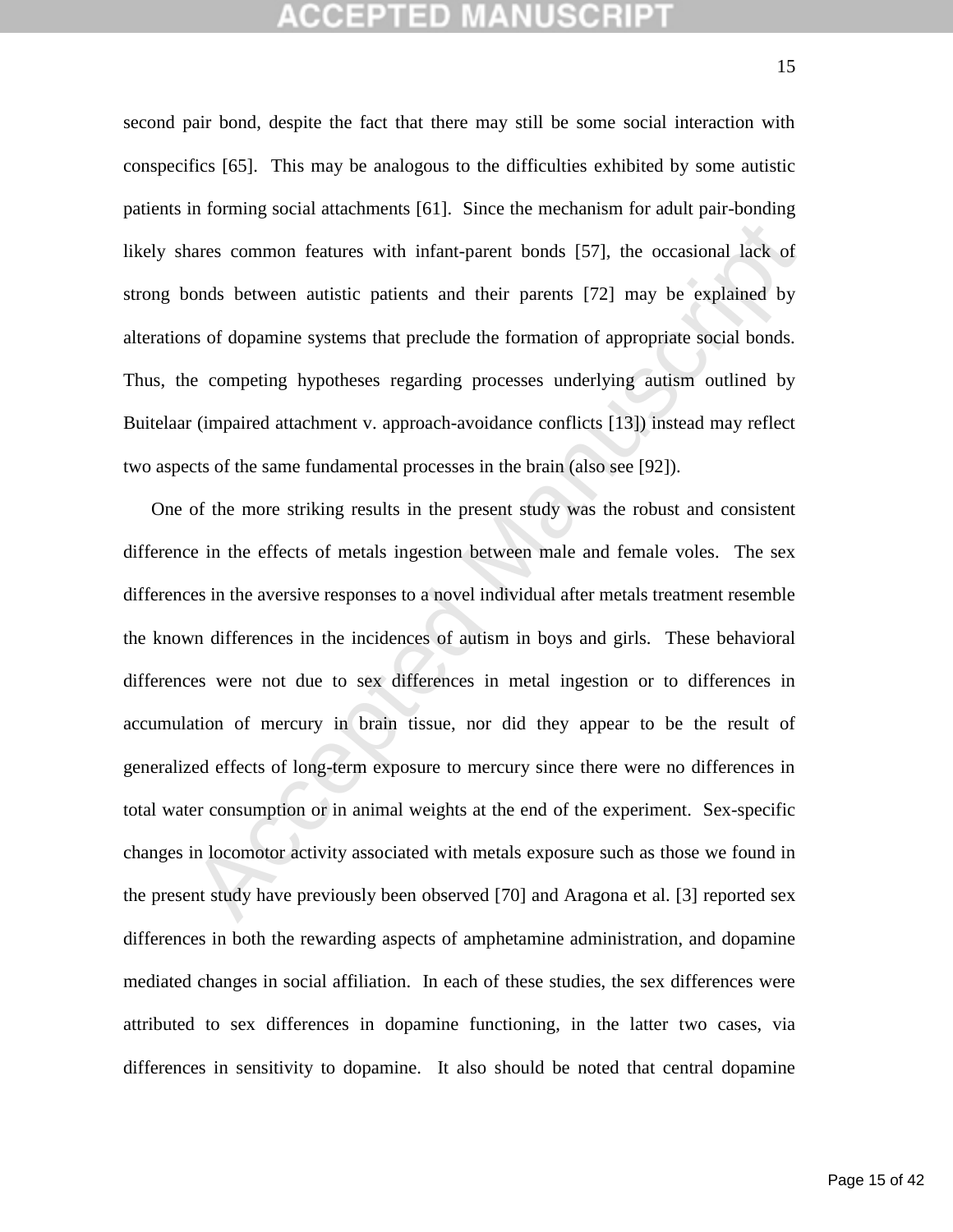second pair bond, despite the fact that there may still be some social interaction with conspecifics [65]. This may be analogous to the difficulties exhibited by some autistic patients in forming social attachments [61]. Since the mechanism for adult pair-bonding likely shares common features with infant-parent bonds [57], the occasional lack of strong bonds between autistic patients and their parents [72] may be explained by alterations of dopamine systems that preclude the formation of appropriate social bonds. Thus, the competing hypotheses regarding processes underlying autism outlined by Buitelaar (impaired attachment v. approach-avoidance conflicts [13]) instead may reflect two aspects of the same fundamental processes in the brain (also see [92]).

One of the more striking results in the present study was the robust and consistent difference in the effects of metals ingestion between male and female voles. The sex differences in the aversive responses to a novel individual after metals treatment resemble the known differences in the incidences of autism in boys and girls. These behavioral differences were not due to sex differences in metal ingestion or to differences in accumulation of mercury in brain tissue, nor did they appear to be the result of generalized effects of long-term exposure to mercury since there were no differences in total water consumption or in animal weights at the end of the experiment. Sex-specific changes in locomotor activity associated with metals exposure such as those we found in the present study have previously been observed [70] and Aragona et al. [3] reported sex differences in both the rewarding aspects of amphetamine administration, and dopamine mediated changes in social affiliation. In each of these studies, the sex differences were attributed to sex differences in dopamine functioning, in the latter two cases, via differences in sensitivity to dopamine. It also should be noted that central dopamine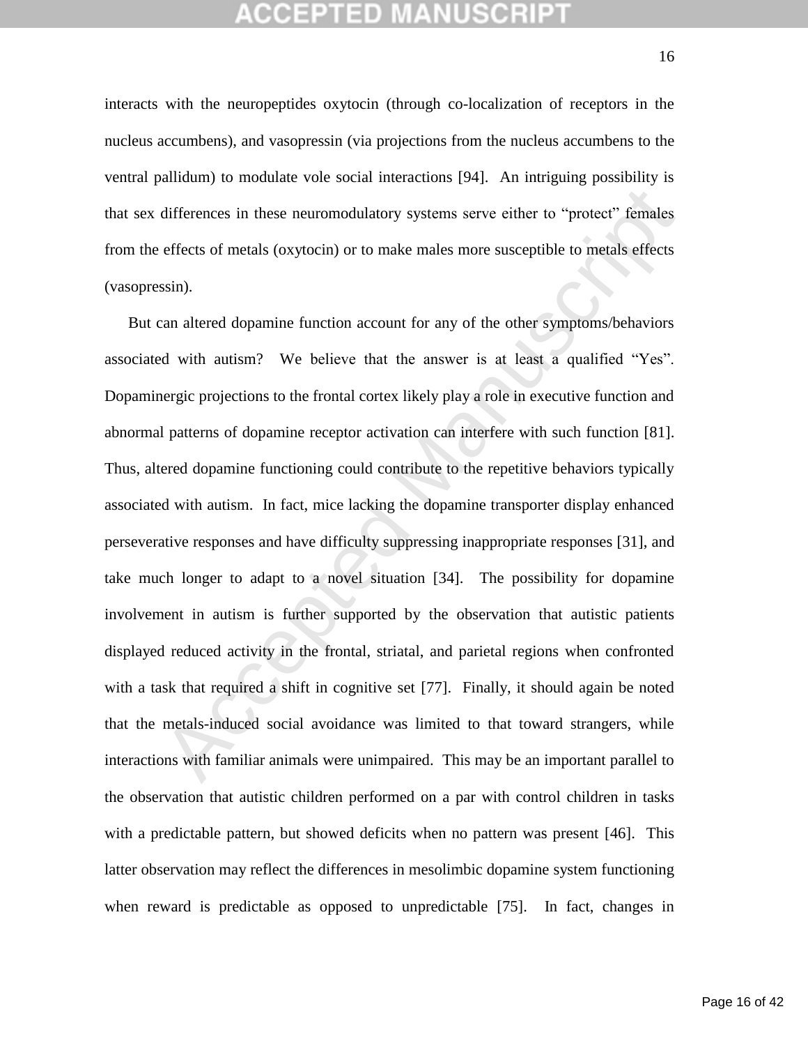interacts with the neuropeptides oxytocin (through co-localization of receptors in the nucleus accumbens), and vasopressin (via projections from the nucleus accumbens to the ventral pallidum) to modulate vole social interactions [94]. An intriguing possibility is that sex differences in these neuromodulatory systems serve either to "protect" females from the effects of metals (oxytocin) or to make males more susceptible to metals effects (vasopressin).

But can altered dopamine function account for any of the other symptoms/behaviors associated with autism? We believe that the answer is at least a qualified "Yes". Dopaminergic projections to the frontal cortex likely play a role in executive function and abnormal patterns of dopamine receptor activation can interfere with such function [81]. Thus, altered dopamine functioning could contribute to the repetitive behaviors typically associated with autism. In fact, mice lacking the dopamine transporter display enhanced perseverative responses and have difficulty suppressing inappropriate responses [31], and take much longer to adapt to a novel situation [34]. The possibility for dopamine involvement in autism is further supported by the observation that autistic patients displayed reduced activity in the frontal, striatal, and parietal regions when confronted with a task that required a shift in cognitive set [77]. Finally, it should again be noted that the metals-induced social avoidance was limited to that toward strangers, while interactions with familiar animals were unimpaired. This may be an important parallel to the observation that autistic children performed on a par with control children in tasks with a predictable pattern, but showed deficits when no pattern was present [46]. This latter observation may reflect the differences in mesolimbic dopamine system functioning when reward is predictable as opposed to unpredictable [75]. In fact, changes in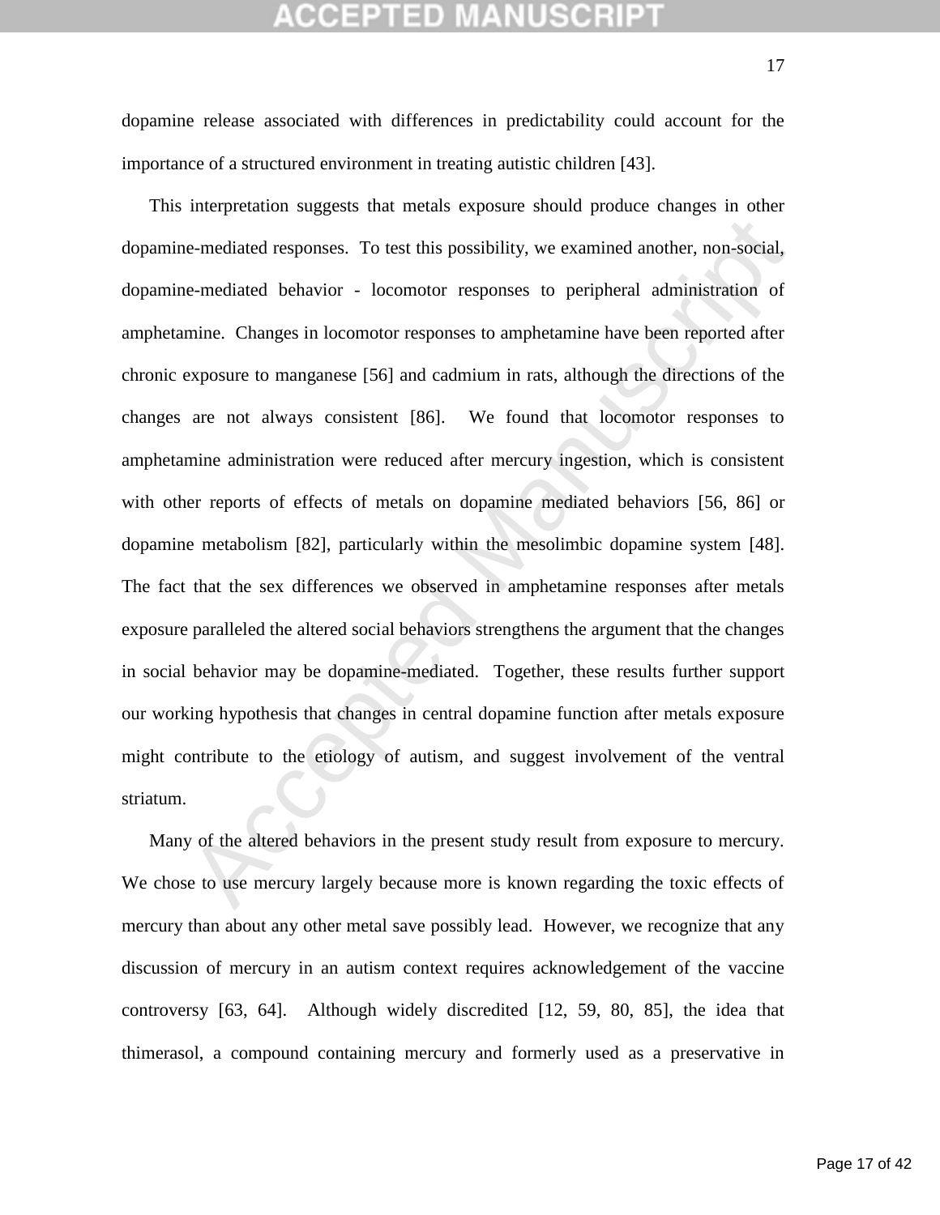dopamine release associated with differences in predictability could account for the importance of a structured environment in treating autistic children [43].

This interpretation suggests that metals exposure should produce changes in other dopamine-mediated responses. To test this possibility, we examined another, non-social, dopamine-mediated behavior - locomotor responses to peripheral administration of amphetamine. Changes in locomotor responses to amphetamine have been reported after chronic exposure to manganese [56] and cadmium in rats, although the directions of the changes are not always consistent [86]. We found that locomotor responses to amphetamine administration were reduced after mercury ingestion, which is consistent with other reports of effects of metals on dopamine mediated behaviors [56, 86] or dopamine metabolism [82], particularly within the mesolimbic dopamine system [48]. The fact that the sex differences we observed in amphetamine responses after metals exposure paralleled the altered social behaviors strengthens the argument that the changes in social behavior may be dopamine-mediated. Together, these results further support our working hypothesis that changes in central dopamine function after metals exposure might contribute to the etiology of autism, and suggest involvement of the ventral striatum.

Many of the altered behaviors in the present study result from exposure to mercury. We chose to use mercury largely because more is known regarding the toxic effects of mercury than about any other metal save possibly lead. However, we recognize that any discussion of mercury in an autism context requires acknowledgement of the vaccine controversy [63, 64]. Although widely discredited [12, 59, 80, 85], the idea that thimerasol, a compound containing mercury and formerly used as a preservative in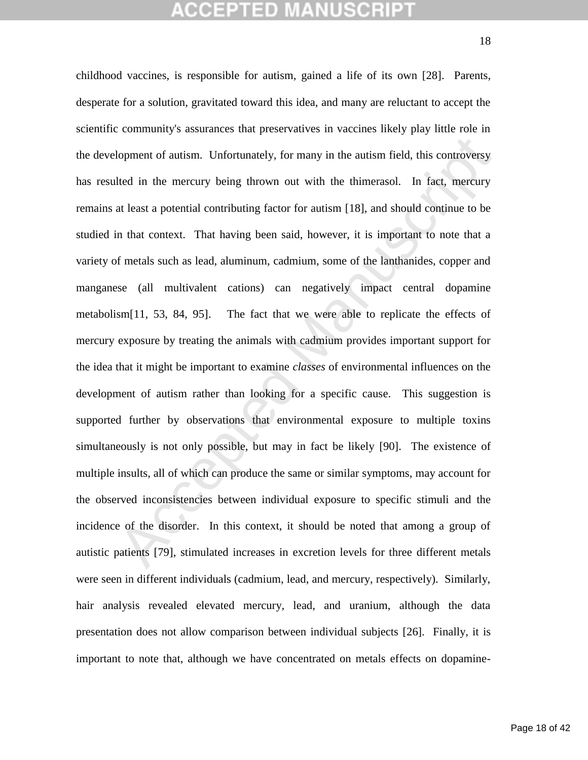childhood vaccines, is responsible for autism, gained a life of its own [28]. Parents, desperate for a solution, gravitated toward this idea, and many are reluctant to accept the scientific community's assurances that preservatives in vaccines likely play little role in the development of autism. Unfortunately, for many in the autism field, this controversy has resulted in the mercury being thrown out with the thimerasol. In fact, mercury remains at least a potential contributing factor for autism [18], and should continue to be studied in that context. That having been said, however, it is important to note that a variety of metals such as lead, aluminum, cadmium, some of the lanthanides, copper and manganese (all multivalent cations) can negatively impact central dopamine metabolism[11, 53, 84, 95]. The fact that we were able to replicate the effects of mercury exposure by treating the animals with cadmium provides important support for the idea that it might be important to examine *classes* of environmental influences on the development of autism rather than looking for a specific cause. This suggestion is supported further by observations that environmental exposure to multiple toxins simultaneously is not only possible, but may in fact be likely [90]. The existence of multiple insults, all of which can produce the same or similar symptoms, may account for the observed inconsistencies between individual exposure to specific stimuli and the incidence of the disorder. In this context, it should be noted that among a group of autistic patients [79], stimulated increases in excretion levels for three different metals were seen in different individuals (cadmium, lead, and mercury, respectively). Similarly, hair analysis revealed elevated mercury, lead, and uranium, although the data presentation does not allow comparison between individual subjects [26]. Finally, it is important to note that, although we have concentrated on metals effects on dopamine-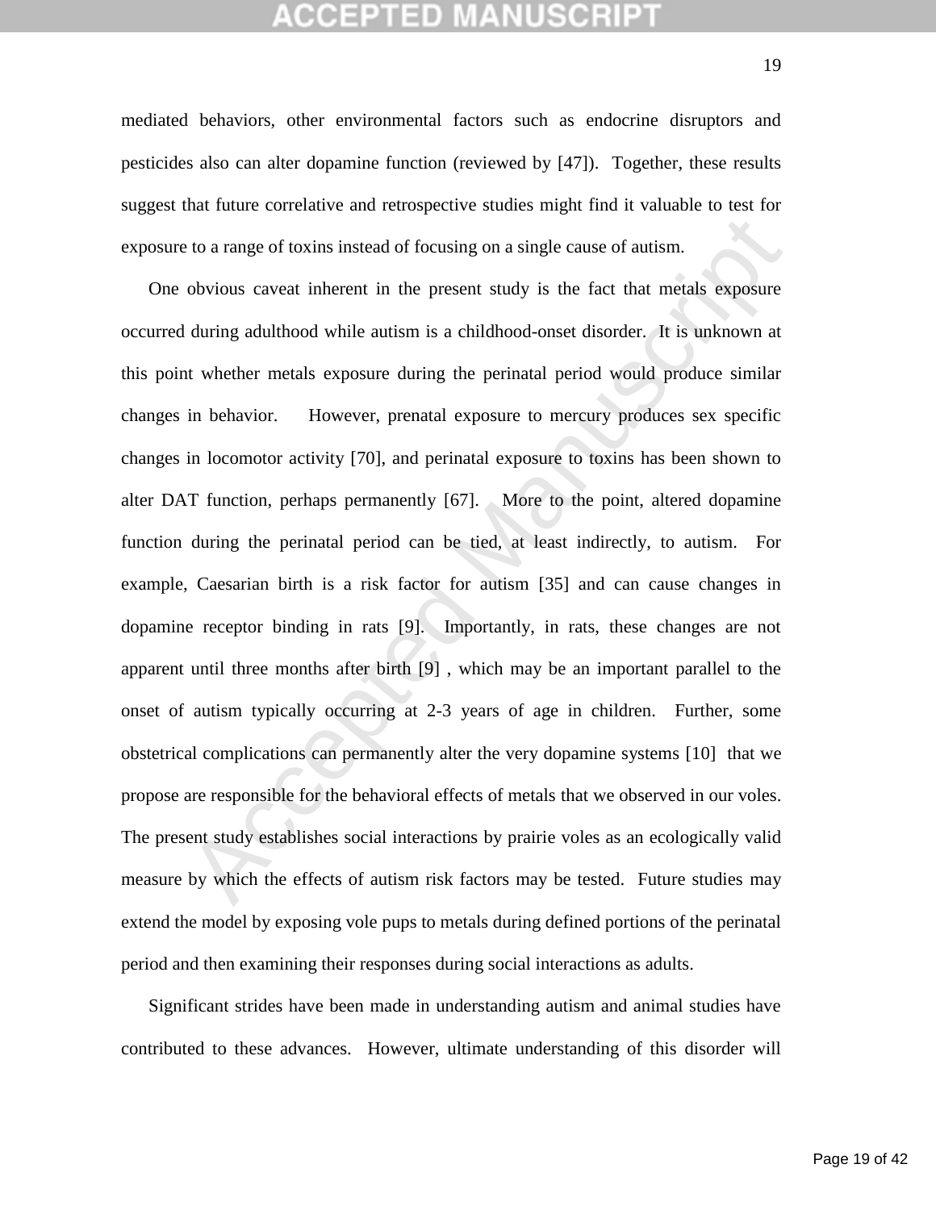mediated behaviors, other environmental factors such as endocrine disruptors and pesticides also can alter dopamine function (reviewed by [47]). Together, these results suggest that future correlative and retrospective studies might find it valuable to test for exposure to a range of toxins instead of focusing on a single cause of autism.

One obvious caveat inherent in the present study is the fact that metals exposure occurred during adulthood while autism is a childhood-onset disorder. It is unknown at this point whether metals exposure during the perinatal period would produce similar changes in behavior. However, prenatal exposure to mercury produces sex specific changes in locomotor activity [70], and perinatal exposure to toxins has been shown to alter DAT function, perhaps permanently [67]. More to the point, altered dopamine function during the perinatal period can be tied, at least indirectly, to autism. For example, Caesarian birth is a risk factor for autism [35] and can cause changes in dopamine receptor binding in rats [9]. Importantly, in rats, these changes are not apparent until three months after birth [9] , which may be an important parallel to the onset of autism typically occurring at 2-3 years of age in children. Further, some obstetrical complications can permanently alter the very dopamine systems [10] that we propose are responsible for the behavioral effects of metals that we observed in our voles. The present study establishes social interactions by prairie voles as an ecologically valid measure by which the effects of autism risk factors may be tested. Future studies may extend the model by exposing vole pups to metals during defined portions of the perinatal period and then examining their responses during social interactions as adults.

Significant strides have been made in understanding autism and animal studies have contributed to these advances. However, ultimate understanding of this disorder will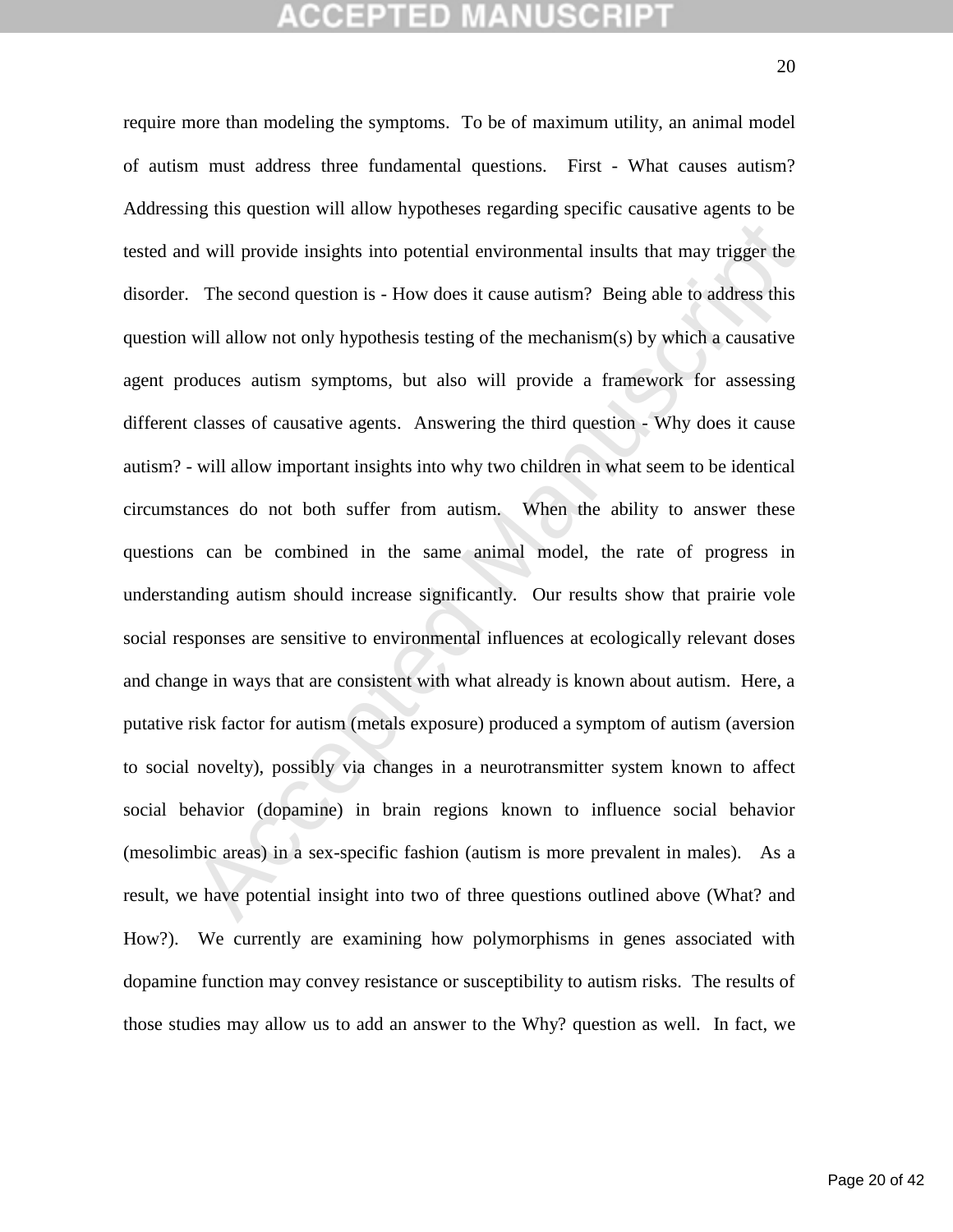require more than modeling the symptoms. To be of maximum utility, an animal model of autism must address three fundamental questions. First - What causes autism? Addressing this question will allow hypotheses regarding specific causative agents to be tested and will provide insights into potential environmental insults that may trigger the disorder. The second question is - How does it cause autism? Being able to address this question will allow not only hypothesis testing of the mechanism(s) by which a causative agent produces autism symptoms, but also will provide a framework for assessing different classes of causative agents. Answering the third question - Why does it cause autism? - will allow important insights into why two children in what seem to be identical circumstances do not both suffer from autism. When the ability to answer these questions can be combined in the same animal model, the rate of progress in understanding autism should increase significantly. Our results show that prairie vole social responses are sensitive to environmental influences at ecologically relevant doses and change in ways that are consistent with what already is known about autism. Here, a putative risk factor for autism (metals exposure) produced a symptom of autism (aversion to social novelty), possibly via changes in a neurotransmitter system known to affect social behavior (dopamine) in brain regions known to influence social behavior (mesolimbic areas) in a sex-specific fashion (autism is more prevalent in males). As a result, we have potential insight into two of three questions outlined above (What? and How?). We currently are examining how polymorphisms in genes associated with dopamine function may convey resistance or susceptibility to autism risks. The results of those studies may allow us to add an answer to the Why? question as well. In fact, we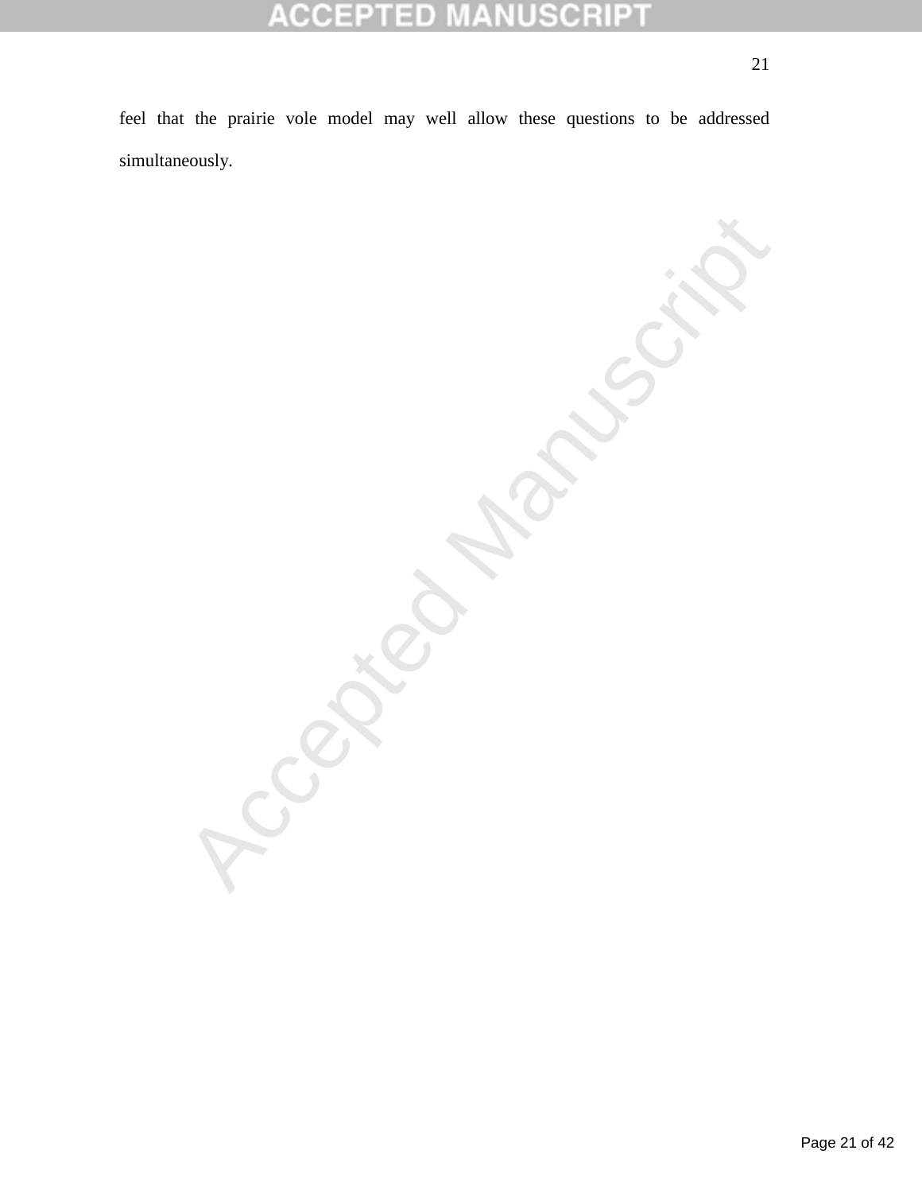feel that the prairie vole model may well allow these questions to be addressed simultaneously.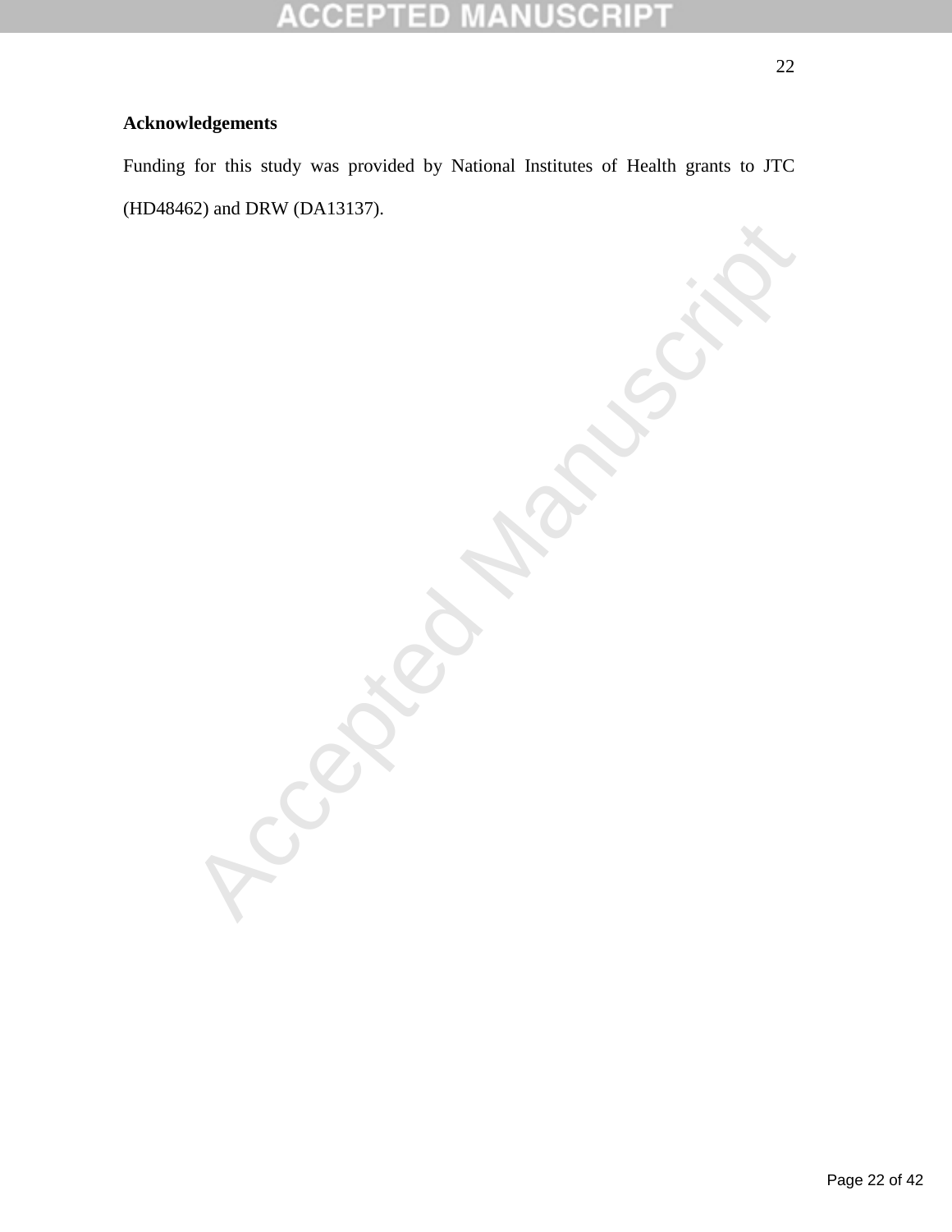**Acknowledgements**

Funding for this study was provided by National Institutes of Health grants to JTC (HD48462) and DRW (DA13137).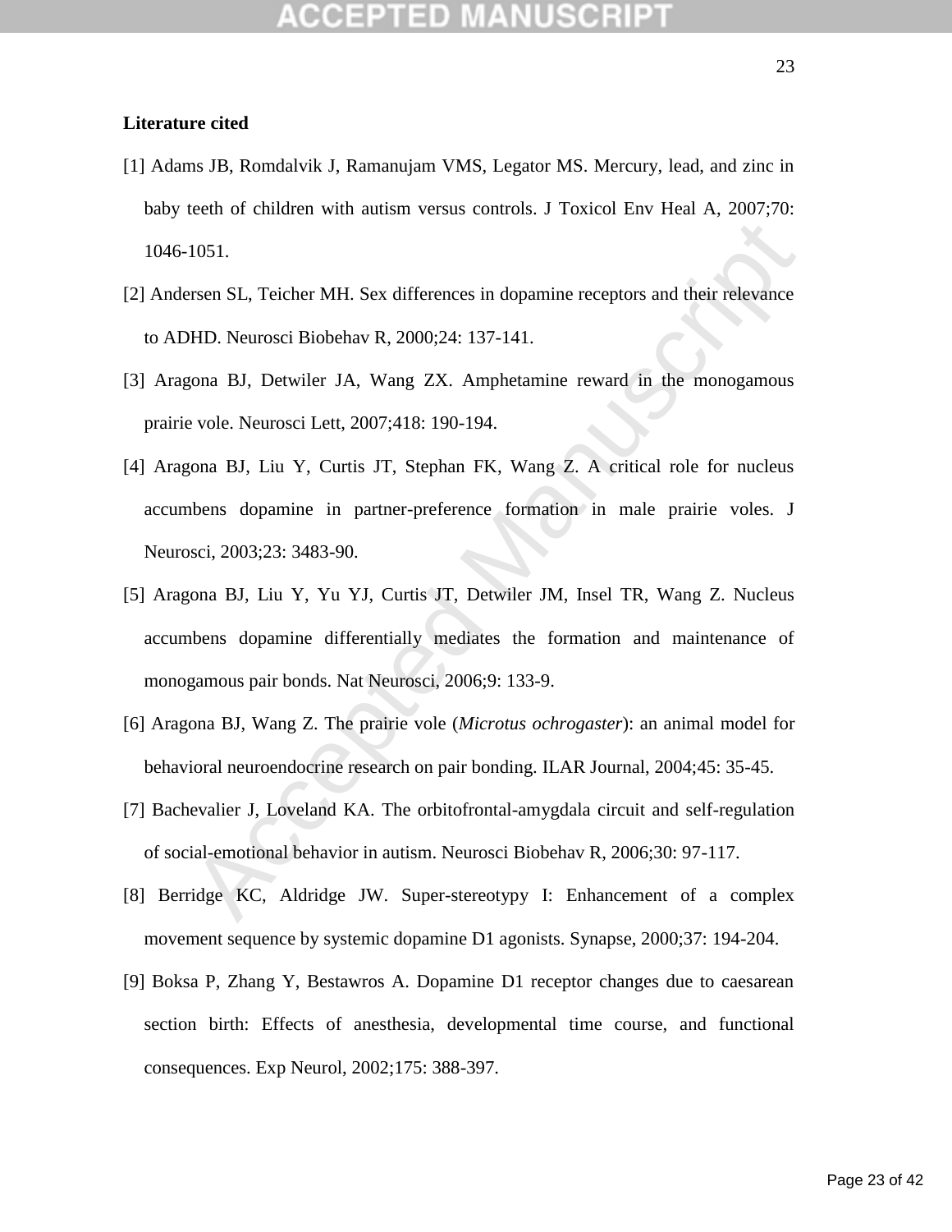**Literature cited**

[1] Adams JB, Romdalvik J, Ramanujam VMS, Legator MS. Mercury, lead, and zinc in baby teeth of children with autism versus controls. J Toxicol Env Heal A, 2007;70: 1046-1051.

[2] Andersen SL, Teicher MH. Sex differences in dopamine receptors and their relevance to ADHD. Neurosci Biobehav R, 2000;24: 137-141.

[3] Aragona BJ, Detwiler JA, Wang ZX. Amphetamine reward in the monogamous prairie vole. Neurosci Lett, 2007;418: 190-194.

[4] Aragona BJ, Liu Y, Curtis JT, Stephan FK, Wang Z. A critical role for nucleus accumbens dopamine in partner-preference formation in male prairie voles. J Neurosci, 2003;23: 3483-90.

[5] Aragona BJ, Liu Y, Yu YJ, Curtis JT, Detwiler JM, Insel TR, Wang Z. Nucleus accumbens dopamine differentially mediates the formation and maintenance of monogamous pair bonds. Nat Neurosci, 2006;9: 133-9.

[6] Aragona BJ, Wang Z. The prairie vole (*Microtus ochrogaster*): an animal model for behavioral neuroendocrine research on pair bonding. ILAR Journal, 2004;45: 35-45.

[7] Bachevalier J, Loveland KA. The orbitofrontal-amygdala circuit and self-regulation of social-emotional behavior in autism. Neurosci Biobehav R, 2006;30: 97-117.

[8] Berridge KC, Aldridge JW. Super-stereotypy I: Enhancement of a complex movement sequence by systemic dopamine D1 agonists. Synapse, 2000;37: 194-204.

[9] Boksa P, Zhang Y, Bestawros A. Dopamine D1 receptor changes due to caesarean section birth: Effects of anesthesia, developmental time course, and functional consequences. Exp Neurol, 2002;175: 388-397.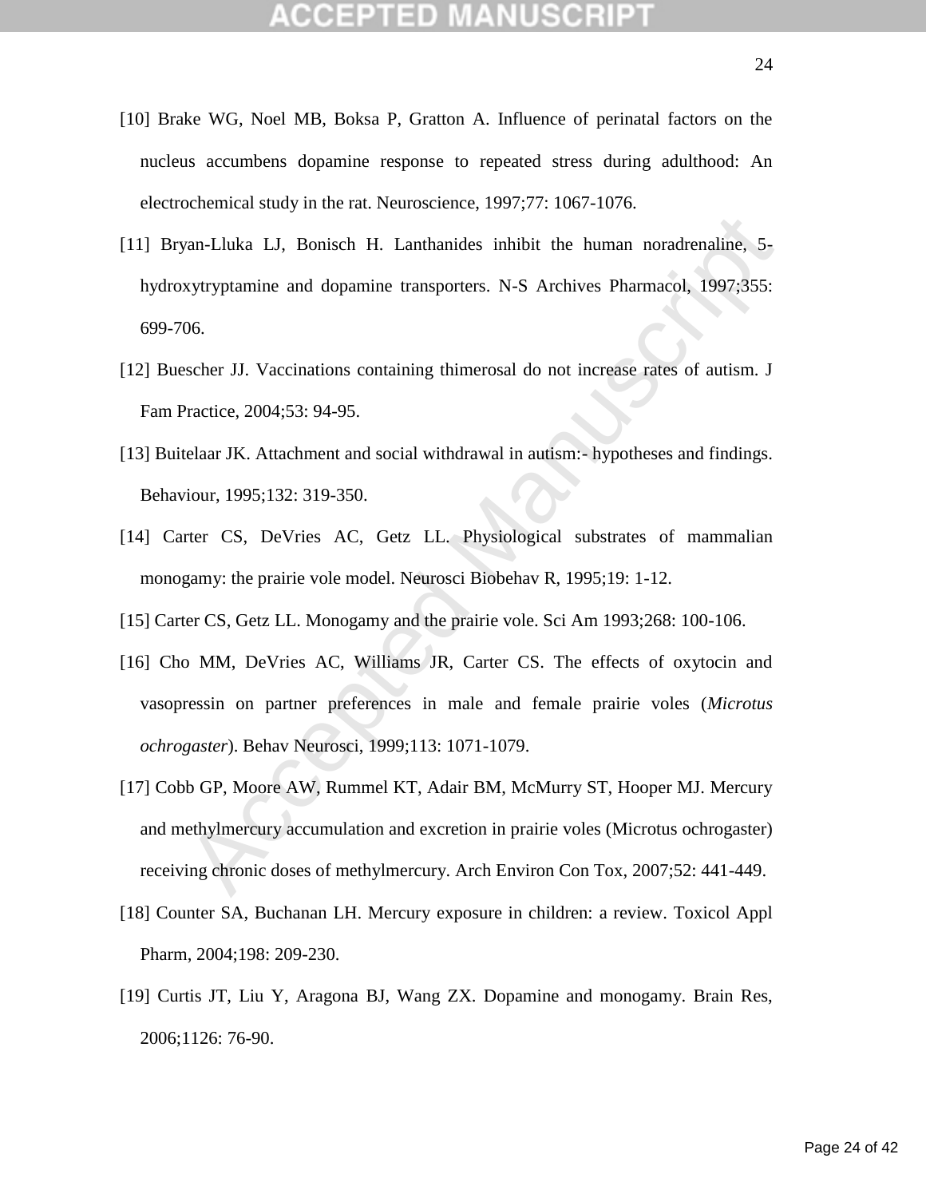[10] Brake WG, Noel MB, Boksa P, Gratton A. Influence of perinatal factors on the nucleus accumbens dopamine response to repeated stress during adulthood: An electrochemical study in the rat. Neuroscience, 1997;77: 1067-1076.

[11] Bryan-Lluka LJ, Bonisch H. Lanthanides inhibit the human noradrenaline, 5-hydroxytryptamine and dopamine transporters. N-S Archives Pharmacol, 1997;355: 699-706.

[12] Buescher JJ. Vaccinations containing thimerosal do not increase rates of autism. J Fam Practice, 2004;53: 94-95.

[13] Buitelaar JK. Attachment and social withdrawal in autism:- hypotheses and findings. Behaviour, 1995;132: 319-350.

[14] Carter CS, DeVries AC, Getz LL. Physiological substrates of mammalian monogamy: the prairie vole model. Neurosci Biobehav R, 1995;19: 1-12.

[15] Carter CS, Getz LL. Monogamy and the prairie vole. Sci Am 1993;268: 100-106.

[16] Cho MM, DeVries AC, Williams JR, Carter CS. The effects of oxytocin and vasopressin on partner preferences in male and female prairie voles (*Microtus ochrogaster*). Behav Neurosci, 1999;113: 1071-1079.

[17] Cobb GP, Moore AW, Rummel KT, Adair BM, McMurry ST, Hooper MJ. Mercury and methylmercury accumulation and excretion in prairie voles (Microtus ochrogaster) receiving chronic doses of methylmercury. Arch Environ Con Tox, 2007;52: 441-449.

[18] Counter SA, Buchanan LH. Mercury exposure in children: a review. Toxicol Appl Pharm, 2004;198: 209-230.

[19] Curtis JT, Liu Y, Aragona BJ, Wang ZX. Dopamine and monogamy. Brain Res, 2006;1126: 76-90.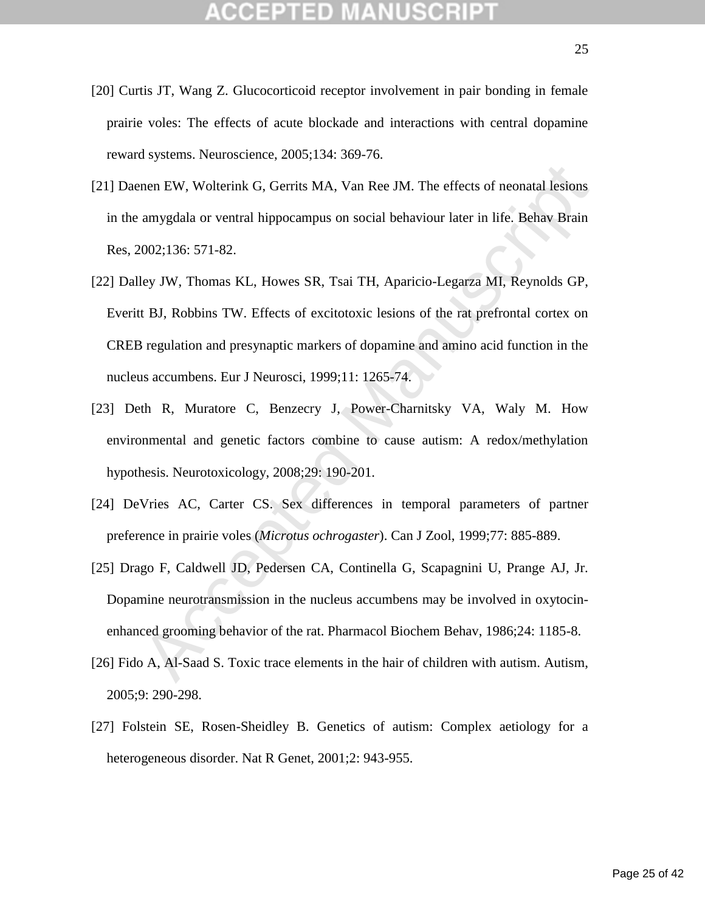[20] Curtis JT, Wang Z. Glucocorticoid receptor involvement in pair bonding in female prairie voles: The effects of acute blockade and interactions with central dopamine reward systems. Neuroscience, 2005;134: 369-76.

[21] Daenen EW, Wolterink G, Gerrits MA, Van Ree JM. The effects of neonatal lesions in the amygdala or ventral hippocampus on social behaviour later in life. Behav Brain Res, 2002;136: 571-82.

[22] Dalley JW, Thomas KL, Howes SR, Tsai TH, Aparicio-Legarza MI, Reynolds GP, Everitt BJ, Robbins TW. Effects of excitotoxic lesions of the rat prefrontal cortex on CREB regulation and presynaptic markers of dopamine and amino acid function in the nucleus accumbens. Eur J Neurosci, 1999;11: 1265-74.

[23] Deth R, Muratore C, Benzecry J, Power-Charnitsky VA, Waly M. How environmental and genetic factors combine to cause autism: A redox/methylation hypothesis. Neurotoxicology, 2008;29: 190-201.

[24] DeVries AC, Carter CS. Sex differences in temporal parameters of partner preference in prairie voles (*Microtus ochrogaster*). Can J Zool, 1999;77: 885-889.

[25] Drago F, Caldwell JD, Pedersen CA, Continella G, Scapagnini U, Prange AJ, Jr. Dopamine neurotransmission in the nucleus accumbens may be involved in oxytocin-enhanced grooming behavior of the rat. Pharmacol Biochem Behav, 1986;24: 1185-8.

[26] Fido A, Al-Saad S. Toxic trace elements in the hair of children with autism. Autism, 2005;9: 290-298.

[27] Folstein SE, Rosen-Sheidley B. Genetics of autism: Complex aetiology for a heterogeneous disorder. Nat R Genet, 2001;2: 943-955.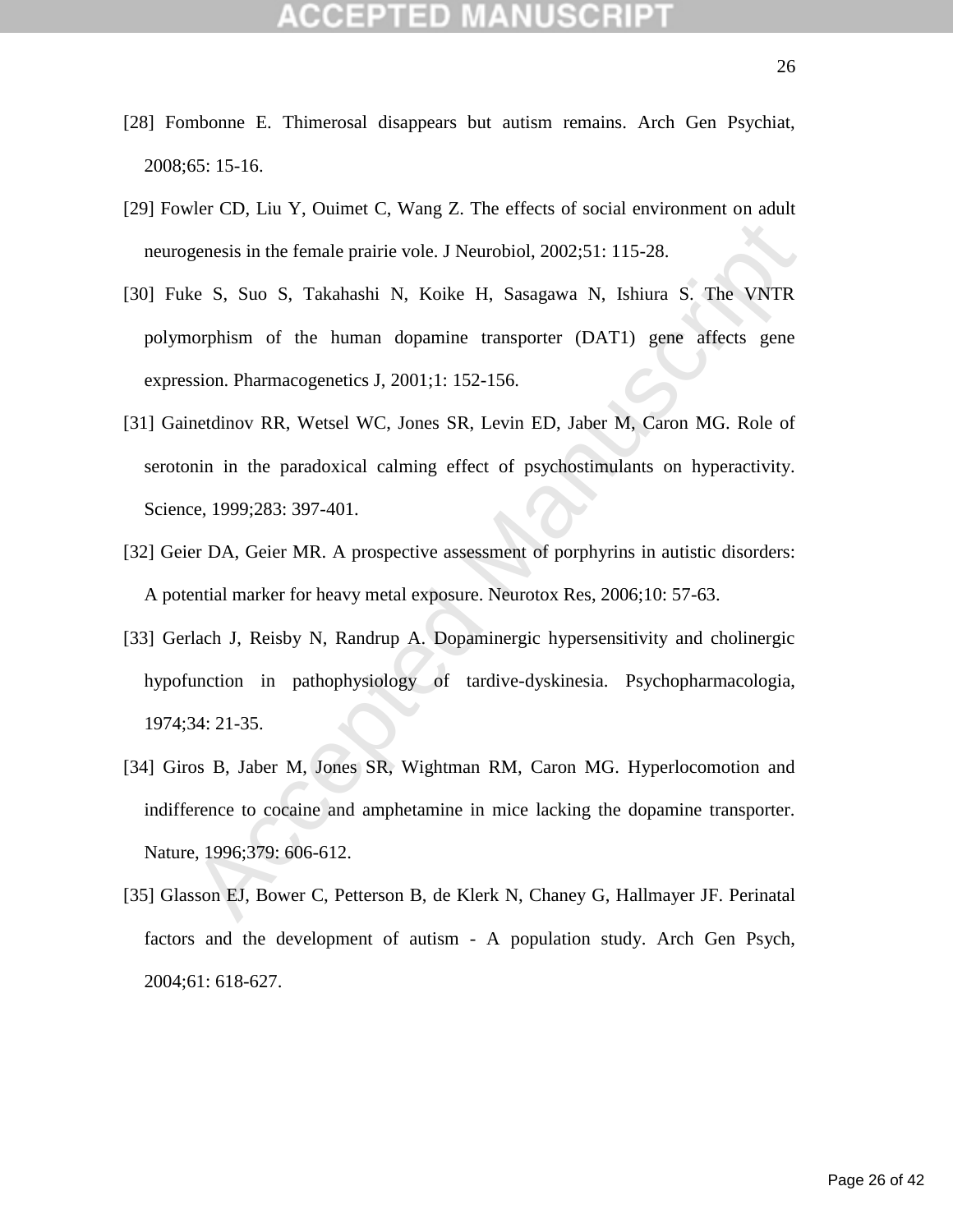[28] Fombonne E. Thimerosal disappears but autism remains. Arch Gen Psychiat, 2008;65: 15-16.

[29] Fowler CD, Liu Y, Ouimet C, Wang Z. The effects of social environment on adult neurogenesis in the female prairie vole. J Neurobiol, 2002;51: 115-28.

[30] Fuke S, Suo S, Takahashi N, Koike H, Sasagawa N, Ishiura S. The VNTR polymorphism of the human dopamine transporter (DAT1) gene affects gene expression. Pharmacogenetics J, 2001;1: 152-156.

[31] Gainetdinov RR, Wetsel WC, Jones SR, Levin ED, Jaber M, Caron MG. Role of serotonin in the paradoxical calming effect of psychostimulants on hyperactivity. Science, 1999;283: 397-401.

[32] Geier DA, Geier MR. A prospective assessment of porphyrins in autistic disorders: A potential marker for heavy metal exposure. Neurotox Res, 2006;10: 57-63.

[33] Gerlach J, Reisby N, Randrup A. Dopaminergic hypersensitivity and cholinergic hypofunction in pathophysiology of tardive-dyskinesia. Psychopharmacologia, 1974;34: 21-35.

[34] Giros B, Jaber M, Jones SR, Wightman RM, Caron MG. Hyperlocomotion and indifference to cocaine and amphetamine in mice lacking the dopamine transporter. Nature, 1996;379: 606-612.

[35] Glasson EJ, Bower C, Petterson B, de Klerk N, Chaney G, Hallmayer JF. Perinatal factors and the development of autism - A population study. Arch Gen Psych, 2004;61: 618-627.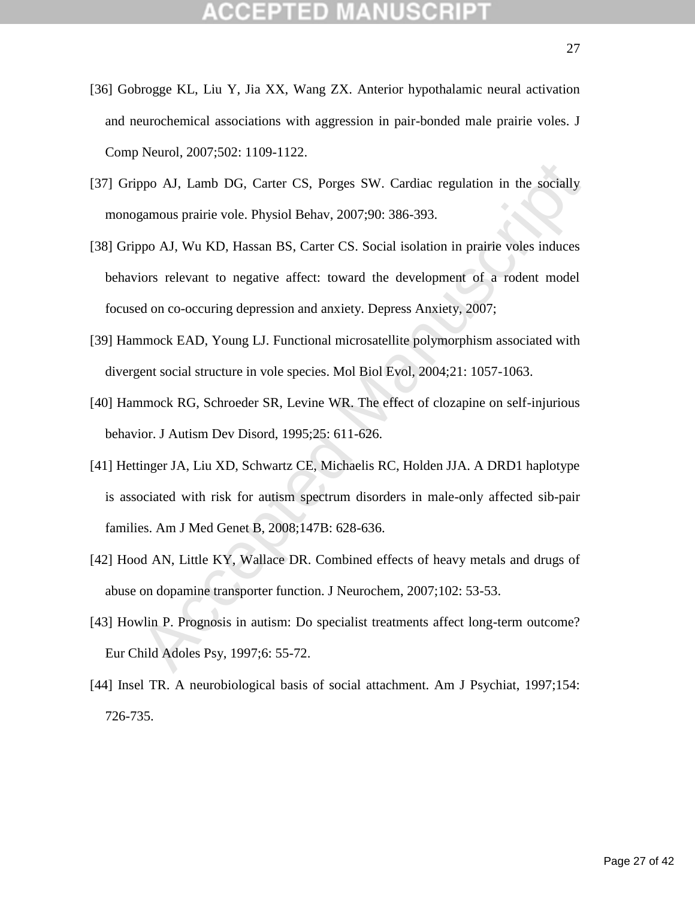[36] Gobrogge KL, Liu Y, Jia XX, Wang ZX. Anterior hypothalamic neural activation and neurochemical associations with aggression in pair-bonded male prairie voles. J Comp Neurol, 2007;502: 1109-1122.

[37] Grippo AJ, Lamb DG, Carter CS, Porges SW. Cardiac regulation in the socially monogamous prairie vole. Physiol Behav, 2007;90: 386-393.

[38] Grippo AJ, Wu KD, Hassan BS, Carter CS. Social isolation in prairie voles induces behaviors relevant to negative affect: toward the development of a rodent model focused on co-occuring depression and anxiety. Depress Anxiety, 2007;

[39] Hammock EAD, Young LJ. Functional microsatellite polymorphism associated with divergent social structure in vole species. Mol Biol Evol, 2004;21: 1057-1063.

[40] Hammock RG, Schroeder SR, Levine WR. The effect of clozapine on self-injurious behavior. J Autism Dev Disord, 1995;25: 611-626.

[41] Hettinger JA, Liu XD, Schwartz CE, Michaelis RC, Holden JJA. A DRD1 haplotype is associated with risk for autism spectrum disorders in male-only affected sib-pair families. Am J Med Genet B, 2008;147B: 628-636.

[42] Hood AN, Little KY, Wallace DR. Combined effects of heavy metals and drugs of abuse on dopamine transporter function. J Neurochem, 2007;102: 53-53.

[43] Howlin P. Prognosis in autism: Do specialist treatments affect long-term outcome? Eur Child Adoles Psy, 1997;6: 55-72.

[44] Insel TR. A neurobiological basis of social attachment. Am J Psychiat, 1997;154: 726-735.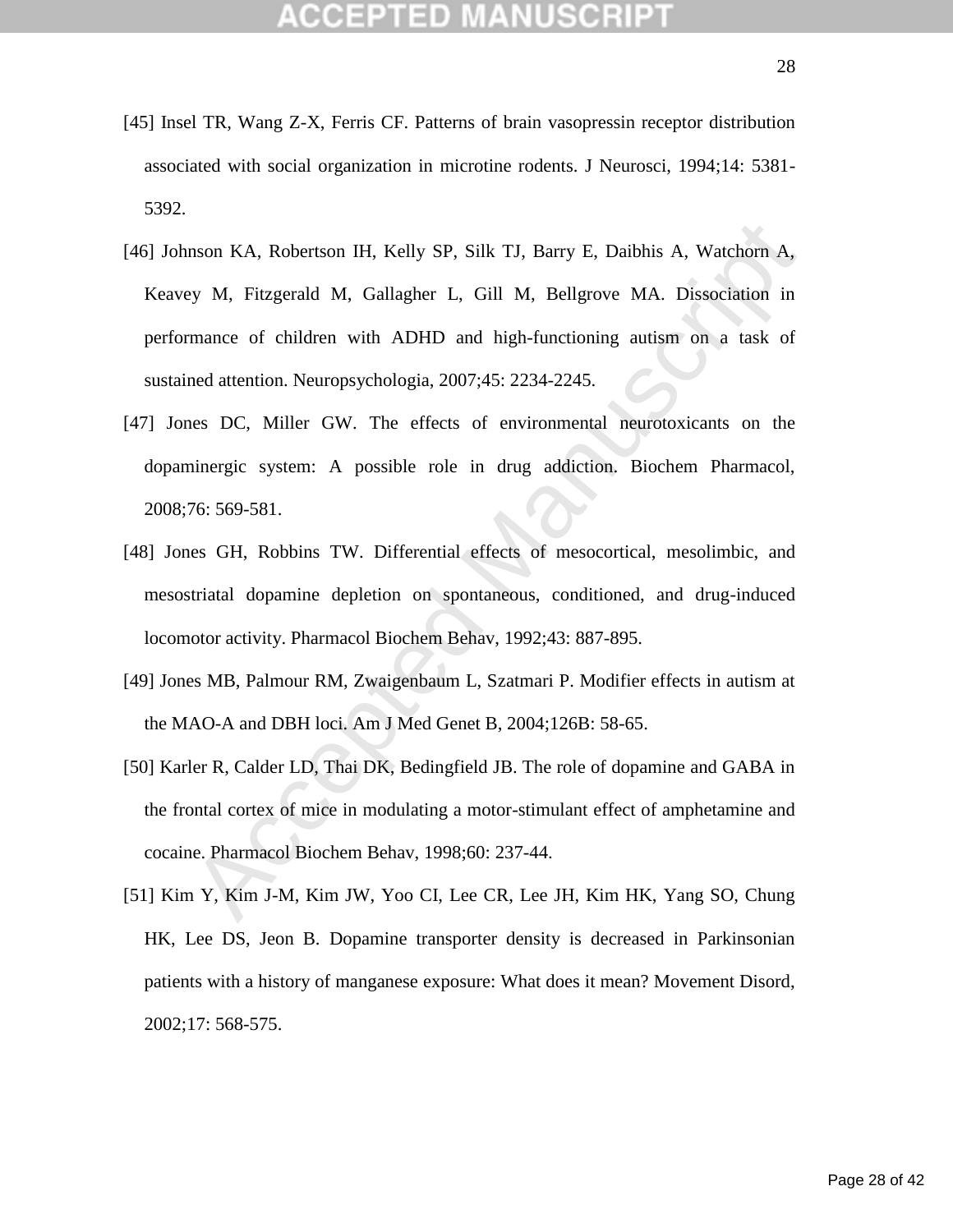[45] Insel TR, Wang Z-X, Ferris CF. Patterns of brain vasopressin receptor distribution associated with social organization in microtine rodents. J Neurosci, 1994;14: 5381-5392.

[46] Johnson KA, Robertson IH, Kelly SP, Silk TJ, Barry E, Daibhis A, Watchorn A, Keavey M, Fitzgerald M, Gallagher L, Gill M, Bellgrove MA. Dissociation in performance of children with ADHD and high-functioning autism on a task of sustained attention. Neuropsychologia, 2007;45: 2234-2245.

[47] Jones DC, Miller GW. The effects of environmental neurotoxicants on the dopaminergic system: A possible role in drug addiction. Biochem Pharmacol, 2008;76: 569-581.

[48] Jones GH, Robbins TW. Differential effects of mesocortical, mesolimbic, and mesostriatal dopamine depletion on spontaneous, conditioned, and drug-induced locomotor activity. Pharmacol Biochem Behav, 1992;43: 887-895.

[49] Jones MB, Palmour RM, Zwaigenbaum L, Szatmari P. Modifier effects in autism at the MAO-A and DBH loci. Am J Med Genet B, 2004;126B: 58-65.

[50] Karler R, Calder LD, Thai DK, Bedingfield JB. The role of dopamine and GABA in the frontal cortex of mice in modulating a motor-stimulant effect of amphetamine and cocaine. Pharmacol Biochem Behav, 1998;60: 237-44.

[51] Kim Y, Kim J-M, Kim JW, Yoo CI, Lee CR, Lee JH, Kim HK, Yang SO, Chung HK, Lee DS, Jeon B. Dopamine transporter density is decreased in Parkinsonian patients with a history of manganese exposure: What does it mean? Movement Disord, 2002;17: 568-575.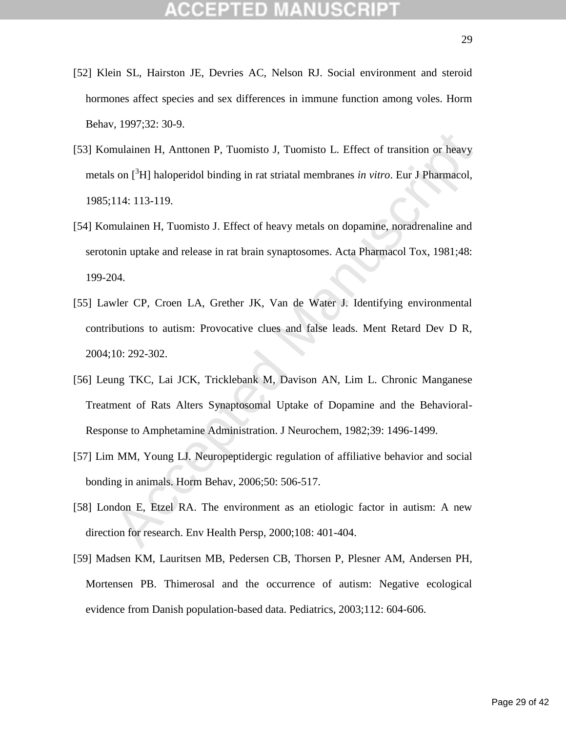[52] Klein SL, Hairston JE, Devries AC, Nelson RJ. Social environment and steroid hormones affect species and sex differences in immune function among voles. Horm Behav, 1997;32: 30-9.

[53] Komulainen H, Anttonen P, Tuomisto J, Tuomisto L. Effect of transition or heavy metals on [$^3$H] haloperidol binding in rat striatal membranes *in vitro*. Eur J Pharmacol, 1985;114: 113-119.

[54] Komulainen H, Tuomisto J. Effect of heavy metals on dopamine, noradrenaline and serotonin uptake and release in rat brain synaptosomes. Acta Pharmacol Tox, 1981;48: 199-204.

[55] Lawler CP, Croen LA, Grether JK, Van de Water J. Identifying environmental contributions to autism: Provocative clues and false leads. Ment Retard Dev D R, 2004;10: 292-302.

[56] Leung TKC, Lai JCK, Tricklebank M, Davison AN, Lim L. Chronic Manganese Treatment of Rats Alters Synaptosomal Uptake of Dopamine and the Behavioral-Response to Amphetamine Administration. J Neurochem, 1982;39: 1496-1499.

[57] Lim MM, Young LJ. Neuropeptidergic regulation of affiliative behavior and social bonding in animals. Horm Behav, 2006;50: 506-517.

[58] London E, Etzel RA. The environment as an etiologic factor in autism: A new direction for research. Env Health Persp, 2000;108: 401-404.

[59] Madsen KM, Lauritsen MB, Pedersen CB, Thorsen P, Plesner AM, Andersen PH, Mortensen PB. Thimerosal and the occurrence of autism: Negative ecological evidence from Danish population-based data. Pediatrics, 2003;112: 604-606.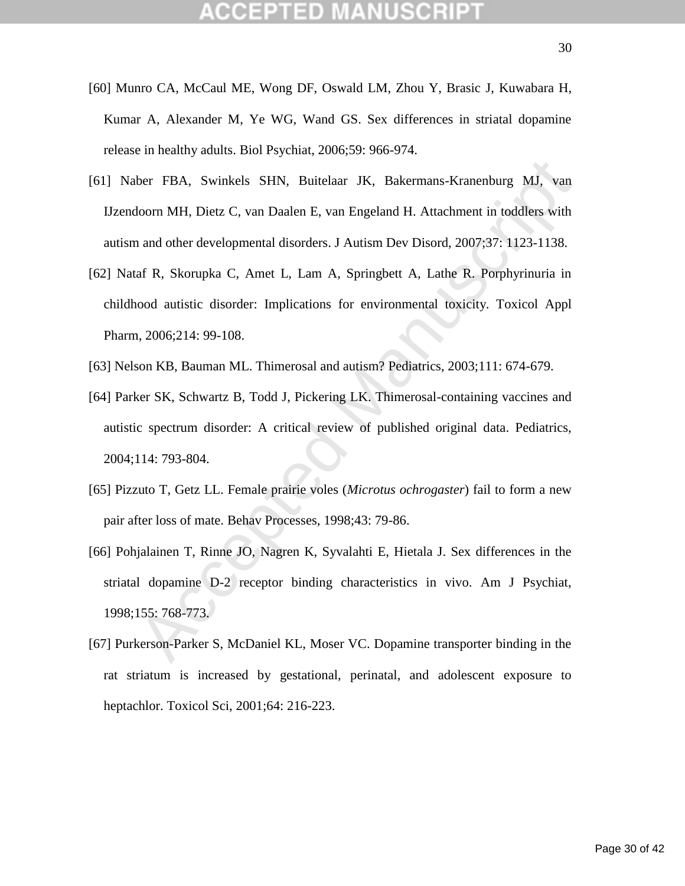[60] Munro CA, McCaul ME, Wong DF, Oswald LM, Zhou Y, Brasic J, Kuwabara H, Kumar A, Alexander M, Ye WG, Wand GS. Sex differences in striatal dopamine release in healthy adults. Biol Psychiat, 2006;59: 966-974.

[61] Naber FBA, Swinkels SHN, Buitelaar JK, Bakermans-Kranenburg MJ, van IJzendoorn MH, Dietz C, van Daalen E, van Engeland H. Attachment in toddlers with autism and other developmental disorders. J Autism Dev Disord, 2007;37: 1123-1138.

[62] Nataf R, Skorupka C, Amet L, Lam A, Springbett A, Lathe R. Porphyrinuria in childhood autistic disorder: Implications for environmental toxicity. Toxicol Appl Pharm, 2006;214: 99-108.

[63] Nelson KB, Bauman ML. Thimerosal and autism? Pediatrics, 2003;111: 674-679.

[64] Parker SK, Schwartz B, Todd J, Pickering LK. Thimerosal-containing vaccines and autistic spectrum disorder: A critical review of published original data. Pediatrics, 2004;114: 793-804.

[65] Pizzuto T, Getz LL. Female prairie voles (*Microtus ochrogaster*) fail to form a new pair after loss of mate. Behav Processes, 1998;43: 79-86.

[66] Pohjalainen T, Rinne JO, Nagren K, Syvalahti E, Hietala J. Sex differences in the striatal dopamine D-2 receptor binding characteristics in vivo. Am J Psychiat, 1998;155: 768-773.

[67] Purkerson-Parker S, McDaniel KL, Moser VC. Dopamine transporter binding in the rat striatum is increased by gestational, perinatal, and adolescent exposure to heptachlor. Toxicol Sci, 2001;64: 216-223.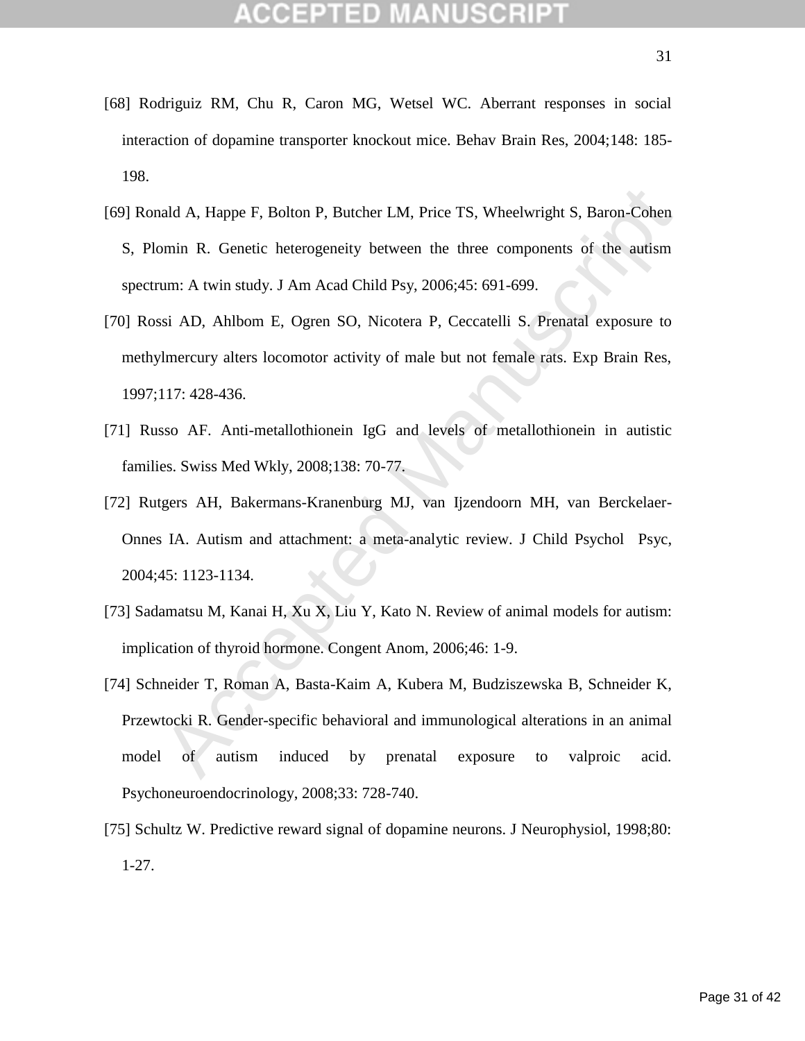[68] Rodriguiz RM, Chu R, Caron MG, Wetsel WC. Aberrant responses in social interaction of dopamine transporter knockout mice. Behav Brain Res, 2004;148: 185-198.

[69] Ronald A, Happe F, Bolton P, Butcher LM, Price TS, Wheelwright S, Baron-Cohen S, Plomin R. Genetic heterogeneity between the three components of the autism spectrum: A twin study. J Am Acad Child Psy, 2006;45: 691-699.

[70] Rossi AD, Ahlbom E, Ogren SO, Nicotera P, Ceccatelli S. Prenatal exposure to methylmercury alters locomotor activity of male but not female rats. Exp Brain Res, 1997;117: 428-436.

[71] Russo AF. Anti-metallothionein IgG and levels of metallothionein in autistic families. Swiss Med Wkly, 2008;138: 70-77.

[72] Rutgers AH, Bakermans-Kranenburg MJ, van Ijzendoorn MH, van Berckelaer-Onnes IA. Autism and attachment: a meta-analytic review. J Child Psychol Psyc, 2004;45: 1123-1134.

[73] Sadamatsu M, Kanai H, Xu X, Liu Y, Kato N. Review of animal models for autism: implication of thyroid hormone. Congent Anom, 2006;46: 1-9.

[74] Schneider T, Roman A, Basta-Kaim A, Kubera M, Budziszewska B, Schneider K, Przewtocki R. Gender-specific behavioral and immunological alterations in an animal model of autism induced by prenatal exposure to valproic acid. Psychoneuroendocrinology, 2008;33: 728-740.

[75] Schultz W. Predictive reward signal of dopamine neurons. J Neurophysiol, 1998;80: 1-27.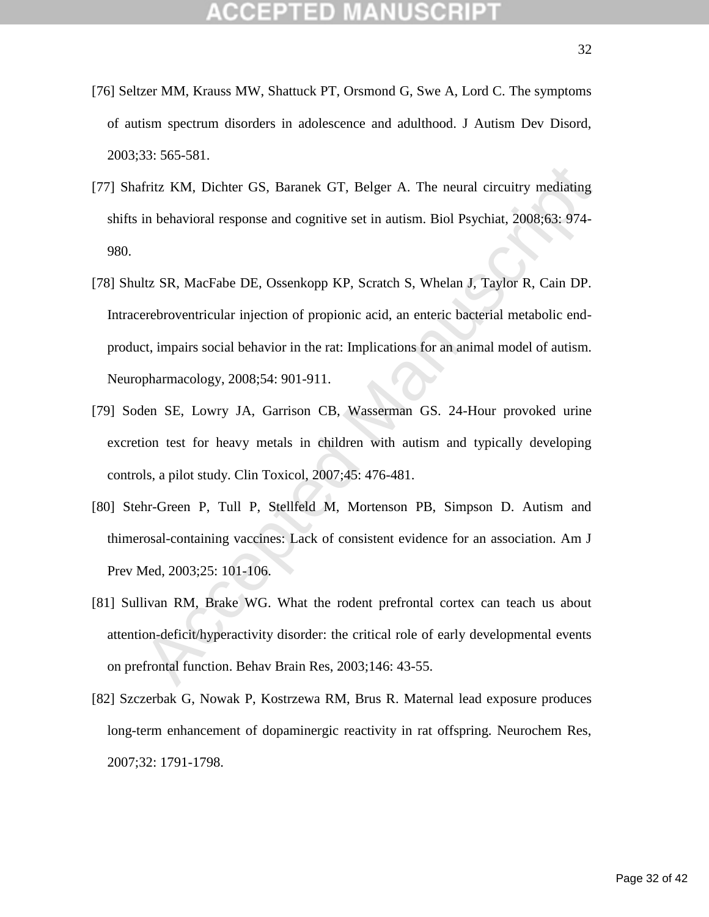[76] Seltzer MM, Krauss MW, Shattuck PT, Orsmond G, Swe A, Lord C. The symptoms of autism spectrum disorders in adolescence and adulthood. J Autism Dev Disord, 2003;33: 565-581.

[77] Shafritz KM, Dichter GS, Baranek GT, Belger A. The neural circuitry mediating shifts in behavioral response and cognitive set in autism. Biol Psychiat, 2008;63: 974-980.

[78] Shultz SR, MacFabe DE, Ossenkopp KP, Scratch S, Whelan J, Taylor R, Cain DP. Intracerebroventricular injection of propionic acid, an enteric bacterial metabolic end-product, impairs social behavior in the rat: Implications for an animal model of autism. Neuropharmacology, 2008;54: 901-911.

[79] Soden SE, Lowry JA, Garrison CB, Wasserman GS. 24-Hour provoked urine excretion test for heavy metals in children with autism and typically developing controls, a pilot study. Clin Toxicol, 2007;45: 476-481.

[80] Stehr-Green P, Tull P, Stellfeld M, Mortenson PB, Simpson D. Autism and thimerosal-containing vaccines: Lack of consistent evidence for an association. Am J Prev Med, 2003;25: 101-106.

[81] Sullivan RM, Brake WG. What the rodent prefrontal cortex can teach us about attention-deficit/hyperactivity disorder: the critical role of early developmental events on prefrontal function. Behav Brain Res, 2003;146: 43-55.

[82] Szczerbak G, Nowak P, Kostrzewa RM, Brus R. Maternal lead exposure produces long-term enhancement of dopaminergic reactivity in rat offspring. Neurochem Res, 2007;32: 1791-1798.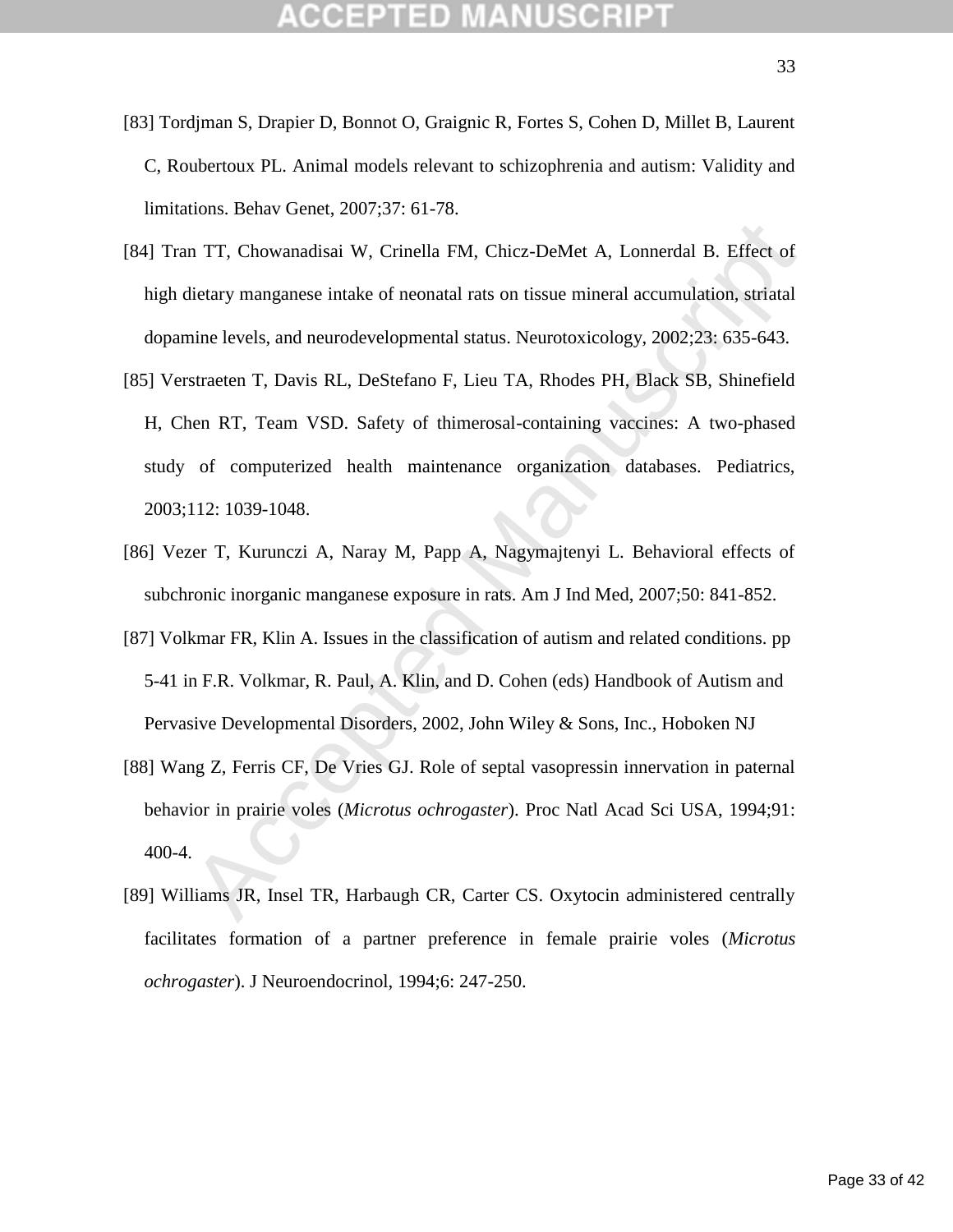[83] Tordjman S, Drapier D, Bonnot O, Graignic R, Fortes S, Cohen D, Millet B, Laurent C, Roubertoux PL. Animal models relevant to schizophrenia and autism: Validity and limitations. Behav Genet, 2007;37: 61-78.

[84] Tran TT, Chowanadisai W, Crinella FM, Chicz-DeMet A, Lonnerdal B. Effect of high dietary manganese intake of neonatal rats on tissue mineral accumulation, striatal dopamine levels, and neurodevelopmental status. Neurotoxicology, 2002;23: 635-643.

[85] Verstraeten T, Davis RL, DeStefano F, Lieu TA, Rhodes PH, Black SB, Shinefield H, Chen RT, Team VSD. Safety of thimerosal-containing vaccines: A two-phased study of computerized health maintenance organization databases. Pediatrics, 2003;112: 1039-1048.

[86] Vezer T, Kurunczi A, Naray M, Papp A, Nagymajtenyi L. Behavioral effects of subchronic inorganic manganese exposure in rats. Am J Ind Med, 2007;50: 841-852.

[87] Volkmar FR, Klin A. Issues in the classification of autism and related conditions. pp 5-41 in F.R. Volkmar, R. Paul, A. Klin, and D. Cohen (eds) Handbook of Autism and Pervasive Developmental Disorders, 2002, John Wiley & Sons, Inc., Hoboken NJ

[88] Wang Z, Ferris CF, De Vries GJ. Role of septal vasopressin innervation in paternal behavior in prairie voles (*Microtus ochrogaster*). Proc Natl Acad Sci USA, 1994;91: 400-4.

[89] Williams JR, Insel TR, Harbaugh CR, Carter CS. Oxytocin administered centrally facilitates formation of a partner preference in female prairie voles (*Microtus ochrogaster*). J Neuroendocrinol, 1994;6: 247-250.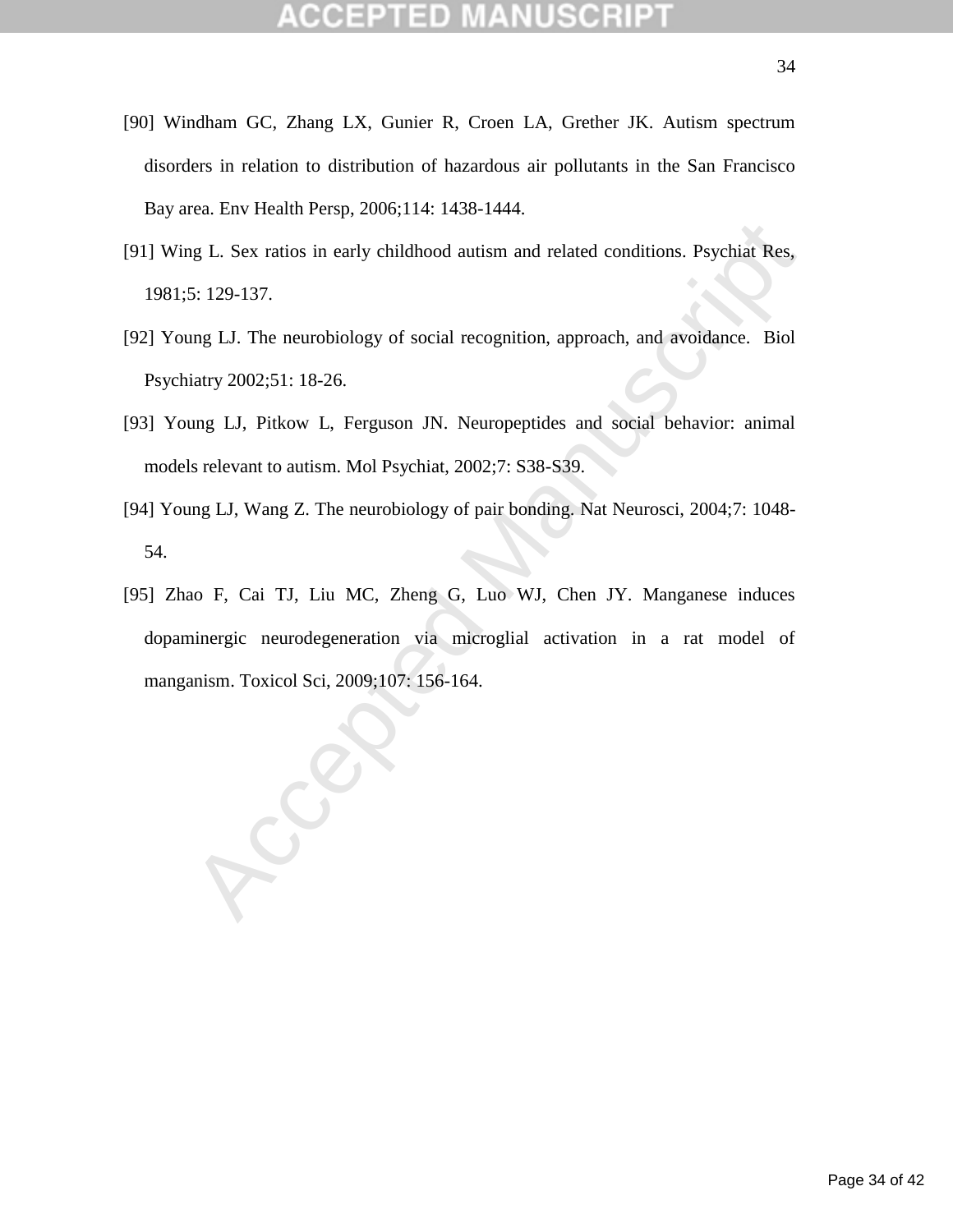[90] Windham GC, Zhang LX, Gunier R, Croen LA, Grether JK. Autism spectrum disorders in relation to distribution of hazardous air pollutants in the San Francisco Bay area. Env Health Persp, 2006;114: 1438-1444.

[91] Wing L. Sex ratios in early childhood autism and related conditions. Psychiat Res, 1981;5: 129-137.

[92] Young LJ. The neurobiology of social recognition, approach, and avoidance. Biol Psychiatry 2002;51: 18-26.

[93] Young LJ, Pitkow L, Ferguson JN. Neuropeptides and social behavior: animal models relevant to autism. Mol Psychiat, 2002;7: S38-S39.

[94] Young LJ, Wang Z. The neurobiology of pair bonding. Nat Neurosci, 2004;7: 1048-54.

[95] Zhao F, Cai TJ, Liu MC, Zheng G, Luo WJ, Chen JY. Manganese induces dopaminergic neurodegeneration via microglial activation in a rat model of manganism. Toxicol Sci, 2009;107: 156-164.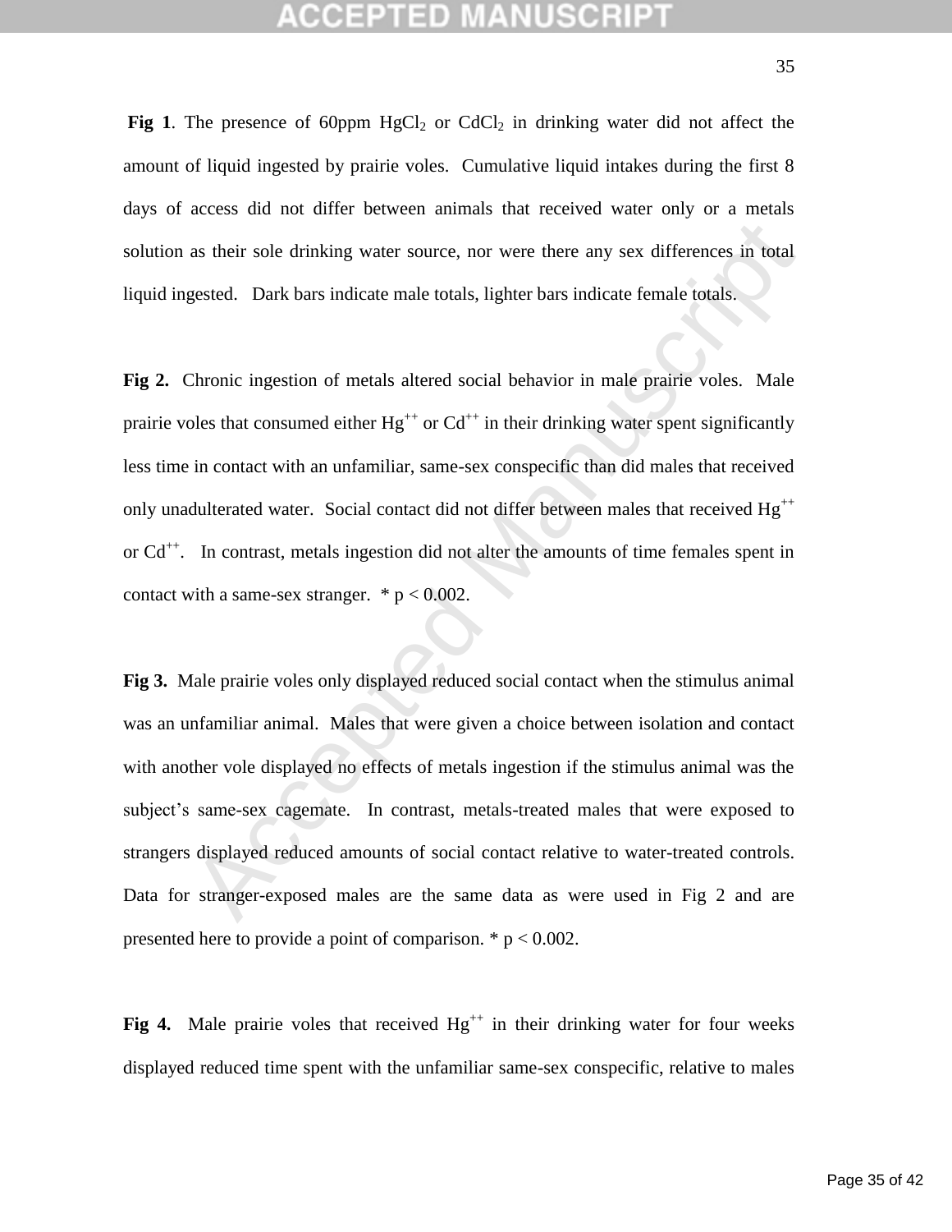**Fig 1**. The presence of 60ppm $HgCl_2$ or $CdCl_2$ in drinking water did not affect the amount of liquid ingested by prairie voles. Cumulative liquid intakes during the first 8 days of access did not differ between animals that received water only or a metals solution as their sole drinking water source, nor were there any sex differences in total liquid ingested. Dark bars indicate male totals, lighter bars indicate female totals.

**Fig 2.** Chronic ingestion of metals altered social behavior in male prairie voles. Male prairie voles that consumed either $Hg^{++}$ or $Cd^{++}$ in their drinking water spent significantly less time in contact with an unfamiliar, same-sex conspecific than did males that received only unadulterated water. Social contact did not differ between males that received $Hg^{++}$ or $Cd^{++}$. In contrast, metals ingestion did not alter the amounts of time females spent in contact with a same-sex stranger. * $p < 0.002$.

**Fig 3.** Male prairie voles only displayed reduced social contact when the stimulus animal was an unfamiliar animal. Males that were given a choice between isolation and contact with another vole displayed no effects of metals ingestion if the stimulus animal was the subject's same-sex cagemate. In contrast, metals-treated males that were exposed to strangers displayed reduced amounts of social contact relative to water-treated controls. Data for stranger-exposed males are the same data as were used in Fig 2 and are presented here to provide a point of comparison. * $p < 0.002$.

**Fig 4.** Male prairie voles that received $Hg^{++}$ in their drinking water for four weeks displayed reduced time spent with the unfamiliar same-sex conspecific, relative to males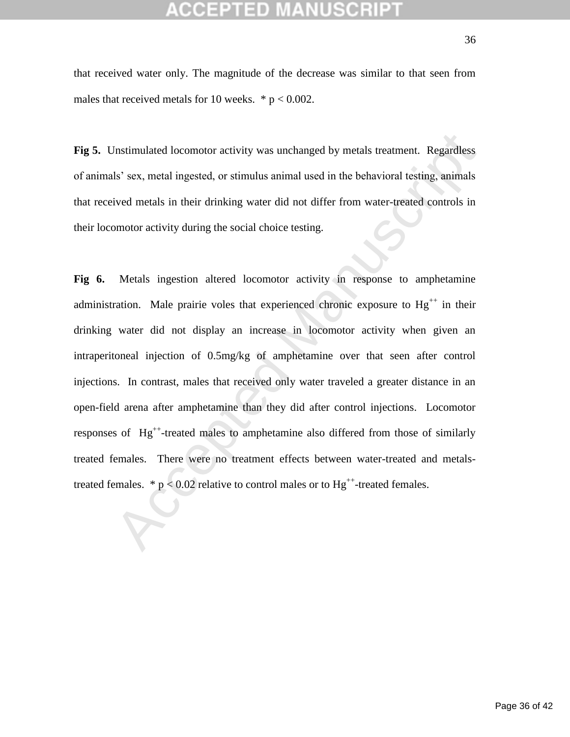that received water only. The magnitude of the decrease was similar to that seen from males that received metals for 10 weeks. * $p < 0.002$.

**Fig 5.** Unstimulated locomotor activity was unchanged by metals treatment. Regardless of animals' sex, metal ingested, or stimulus animal used in the behavioral testing, animals that received metals in their drinking water did not differ from water-treated controls in their locomotor activity during the social choice testing.

**Fig 6.** Metals ingestion altered locomotor activity in response to amphetamine administration. Male prairie voles that experienced chronic exposure to $Hg^{++}$ in their drinking water did not display an increase in locomotor activity when given an intraperitoneal injection of 0.5mg/kg of amphetamine over that seen after control injections. In contrast, males that received only water traveled a greater distance in an open-field arena after amphetamine than they did after control injections. Locomotor responses of $Hg^{++}$-treated males to amphetamine also differed from those of similarly treated females. There were no treatment effects between water-treated and metals-treated females. * $p < 0.02$ relative to control males or to $Hg^{++}$-treated females.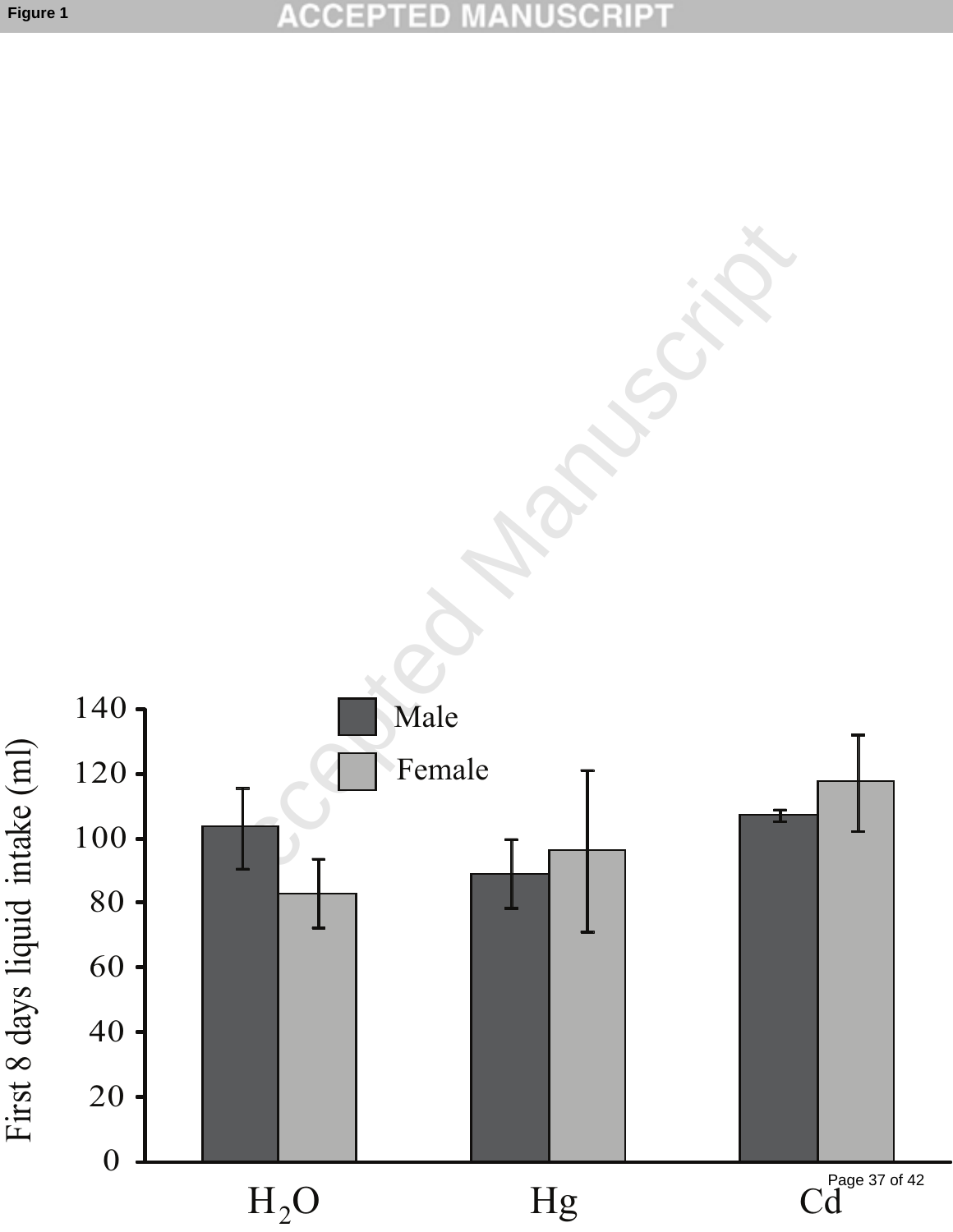Figure 1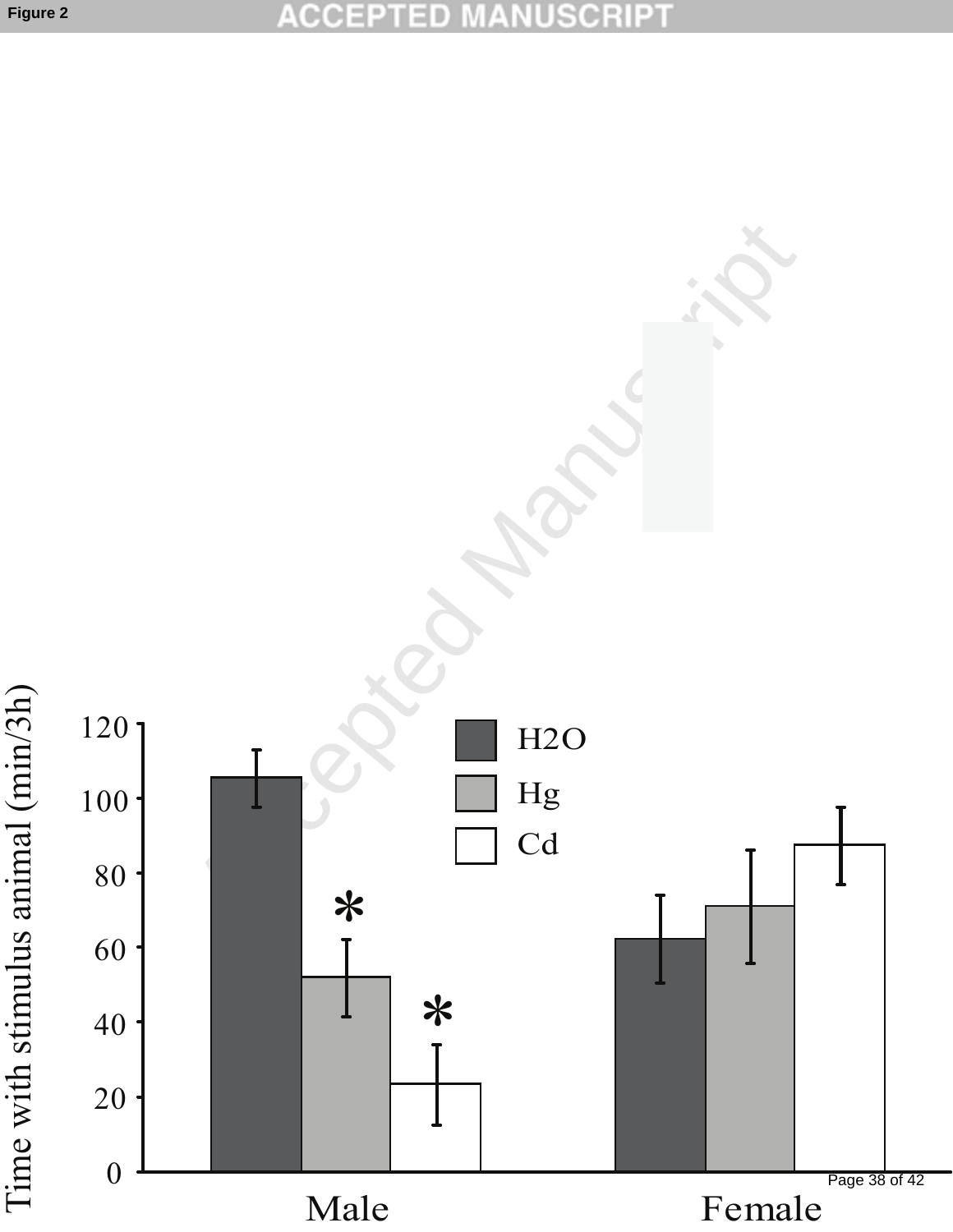Figure 2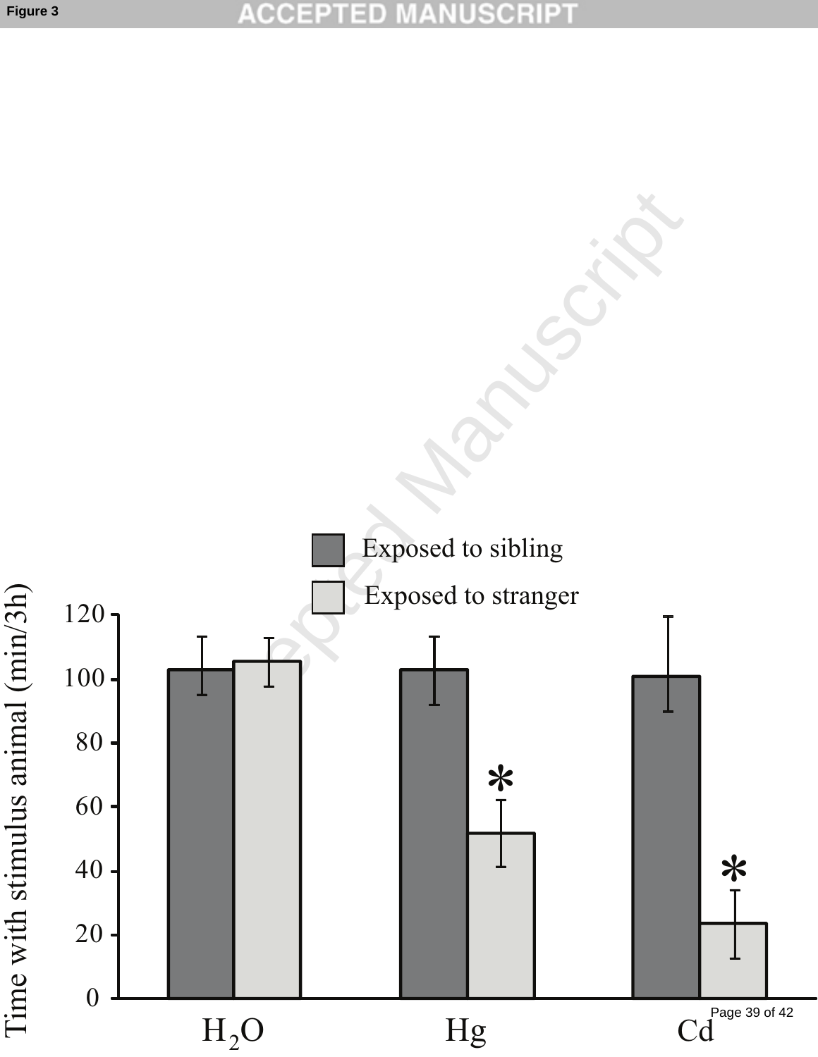Figure 3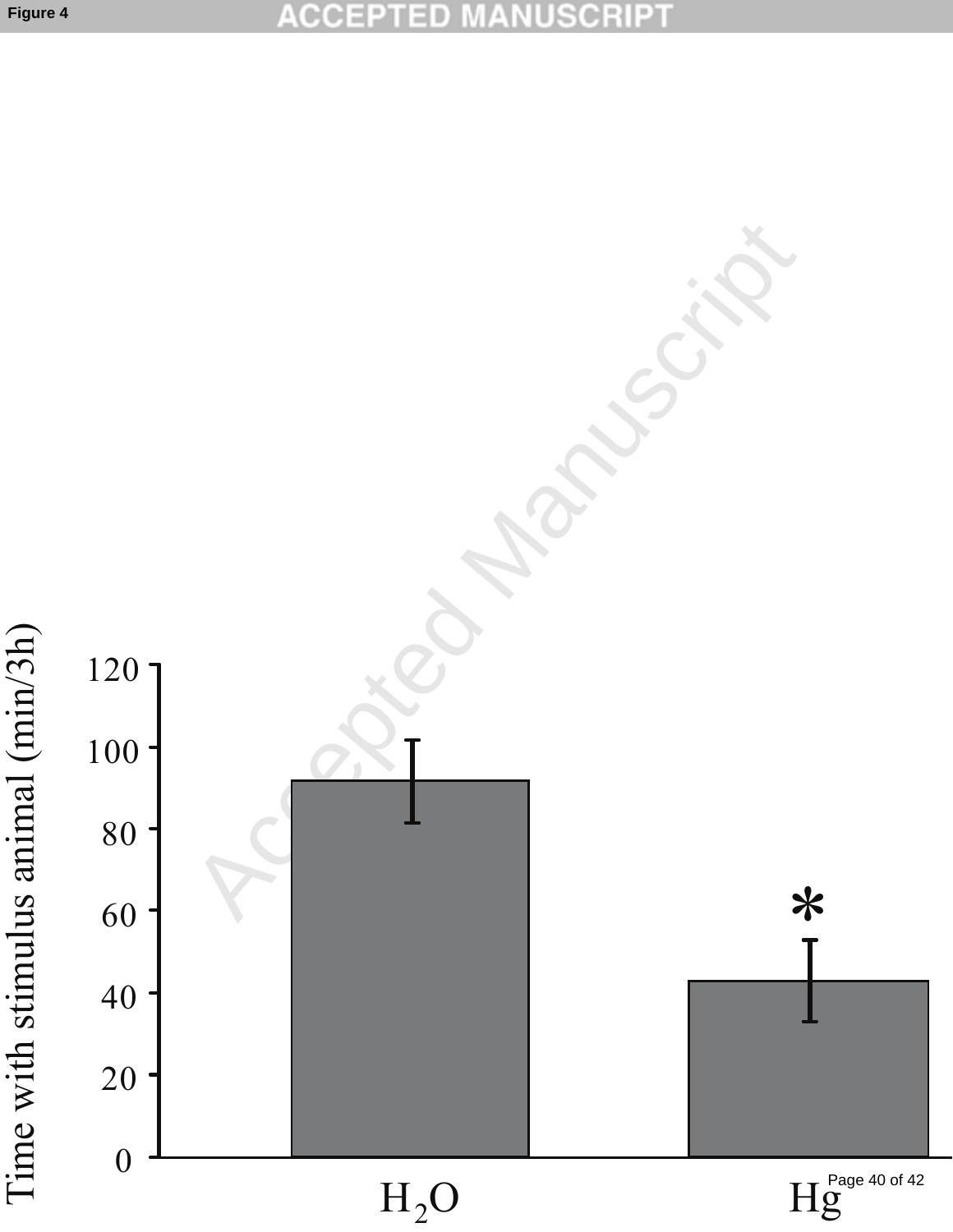Figure 4

| | H₂O | Hg |
|---|---|---|
| Time with stimulus animal (min/3h) | ~92 | ~43 * |

Figure 4

Time with stimulus animal (min/3h)

120
100
80
60
40
20
0

*

$H_2O$ Hg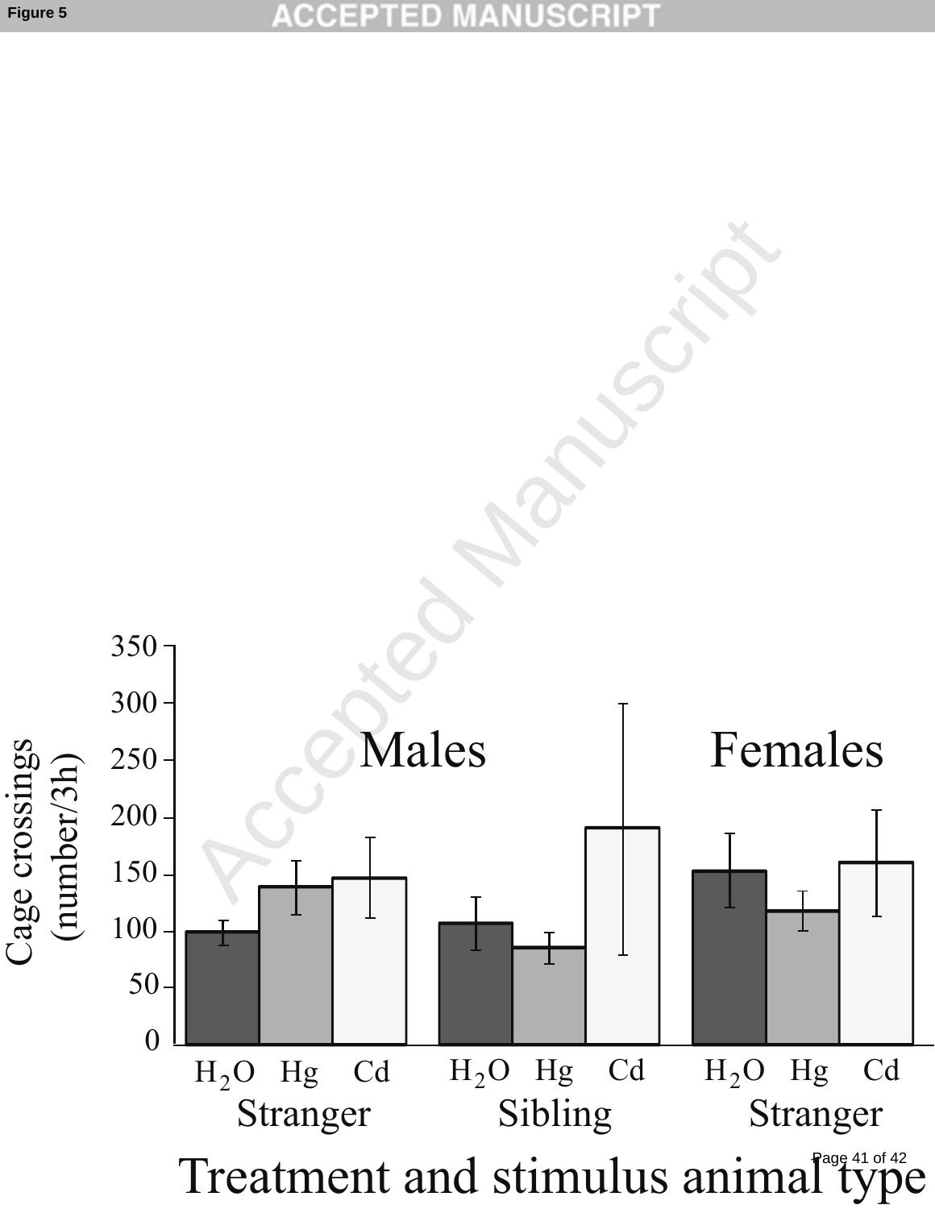Figure 5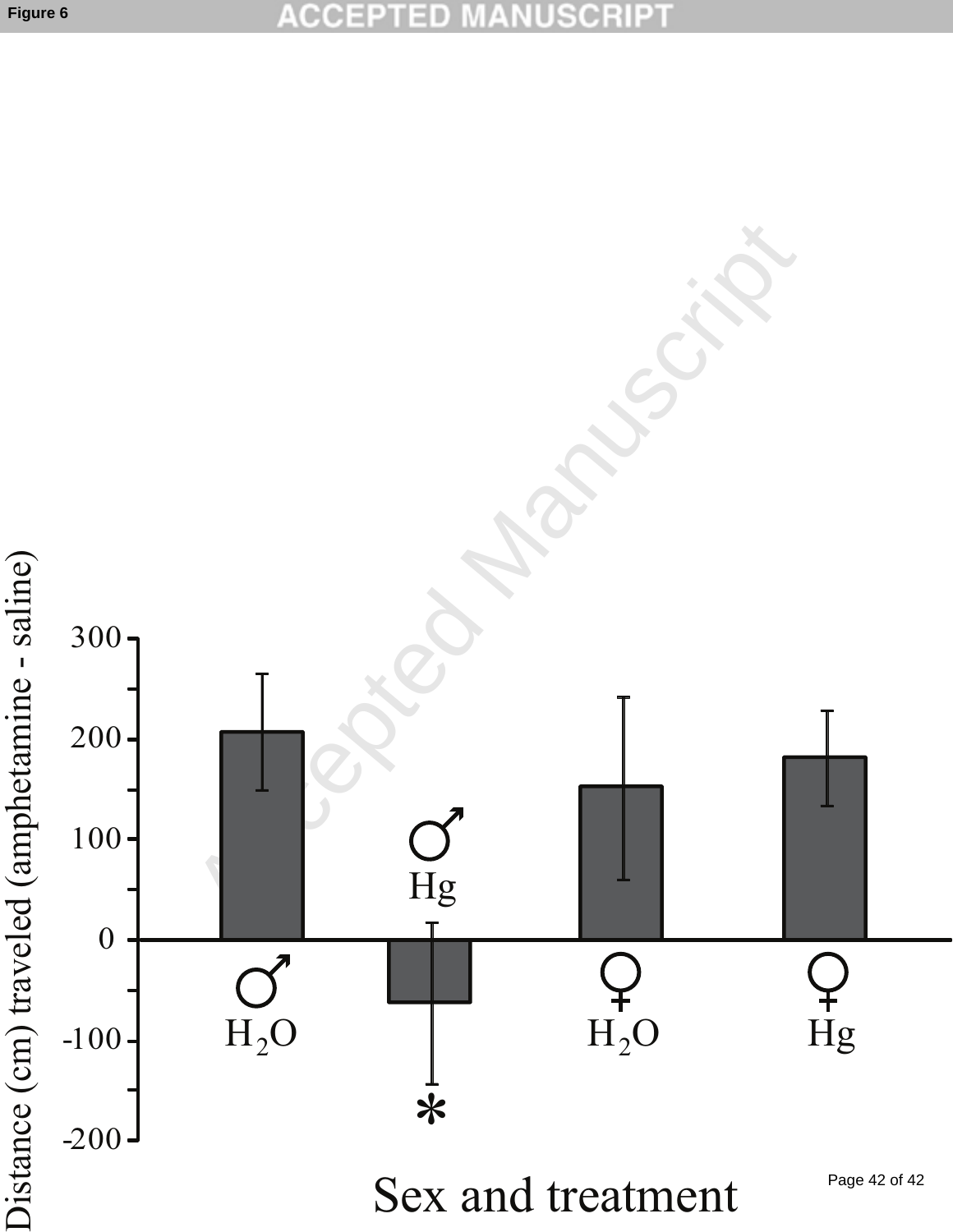Figure 6

Distance (cm) traveled (amphetamine - saline)

300

200

100

0

-100

-200

♂ $H_2O$

♂ Hg

*

♀ $H_2O$

♀ Hg

Sex and treatment